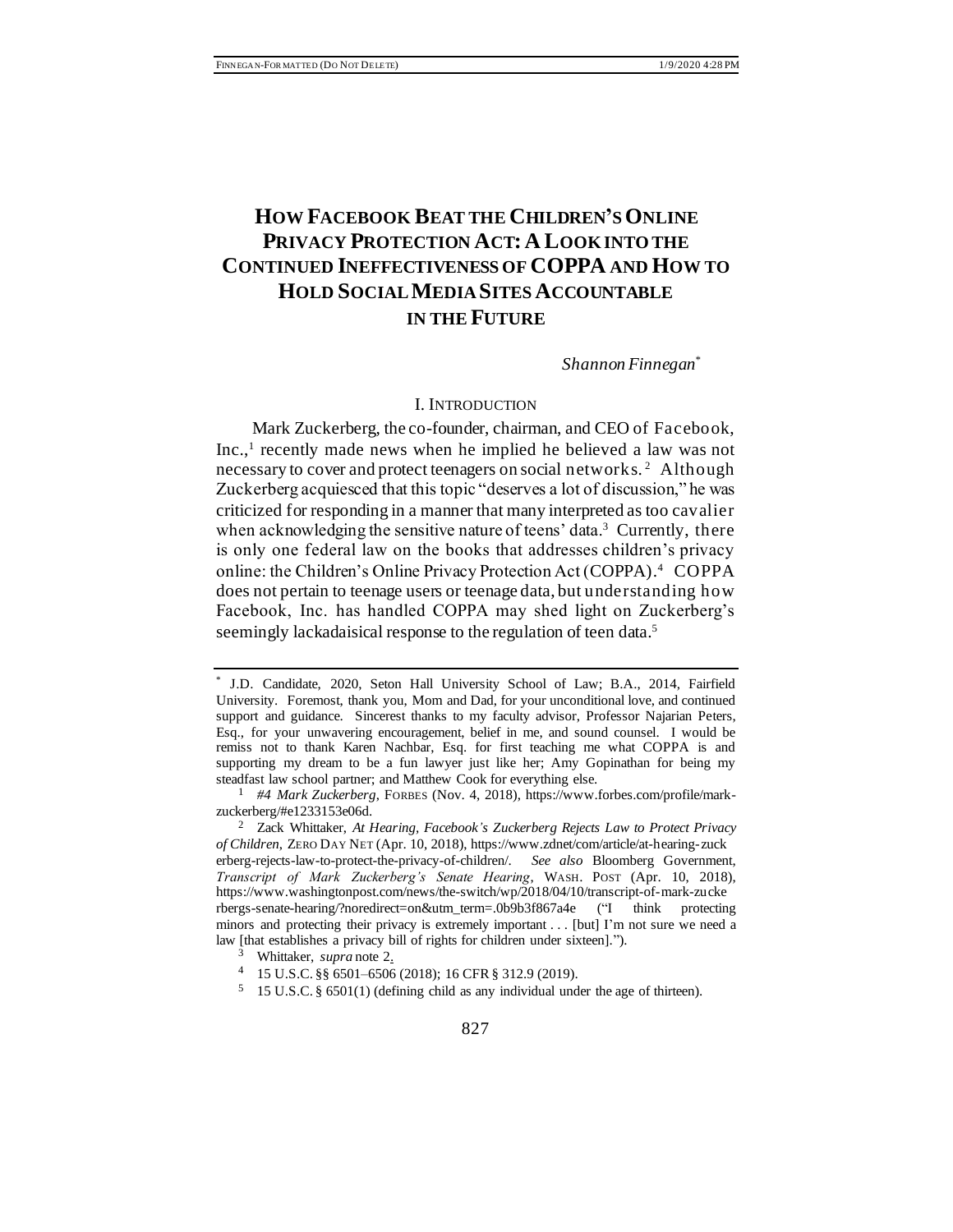# HOW FACEBOOK BEAT THE CHILDREN'S ONLINE PRIVACY PROTECTION ACT: A LOOK INTO THE CONTINUED INEFFECTIVENESS OF COPPA AND HOW TO HOLD SOCIAL MEDIA SITES ACCOUNTABLE IN THE FUTURE

*Shannon Finnegan*[*]

## I. INTRODUCTION

Mark Zuckerberg, the co-founder, chairman, and CEO of Facebook, Inc.,[1] recently made news when he implied he believed a law was not necessary to cover and protect teenagers on social networks.[2] Although Zuckerberg acquiesced that this topic "deserves a lot of discussion," he was criticized for responding in a manner that many interpreted as too cavalier when acknowledging the sensitive nature of teens' data.[3] Currently, there is only one federal law on the books that addresses children's privacy online: the Children's Online Privacy Protection Act (COPPA).[4] COPPA does not pertain to teenage users or teenage data, but understanding how Facebook, Inc. has handled COPPA may shed light on Zuckerberg's seemingly lackadaisical response to the regulation of teen data.[5]

---

[*] J.D. Candidate, 2020, Seton Hall University School of Law; B.A., 2014, Fairfield University. Foremost, thank you, Mom and Dad, for your unconditional love, and continued support and guidance. Sincerest thanks to my faculty advisor, Professor Najarian Peters, Esq., for your unwavering encouragement, belief in me, and sound counsel. I would be remiss not to thank Karen Nachbar, Esq. for first teaching me what COPPA is and supporting my dream to be a fun lawyer just like her; Amy Gopinathan for being my steadfast law school partner; and Matthew Cook for everything else.

[1] *#4 Mark Zuckerberg*, FORBES (Nov. 4, 2018), https://www.forbes.com/profile/mark-zuckerberg/#e1233153e06d.

[2] Zack Whittaker, *At Hearing, Facebook's Zuckerberg Rejects Law to Protect Privacy of Children*, ZERO DAY NET (Apr. 10, 2018), https://www.zdnet/com/article/at-hearing-zuckerberg-rejects-law-to-protect-the-privacy-of-children/. *See also* Bloomberg Government, *Transcript of Mark Zuckerberg's Senate Hearing*, WASH. POST (Apr. 10, 2018), https://www.washingtonpost.com/news/the-switch/wp/2018/04/10/transcript-of-mark-zuckerbergs-senate-hearing/?noredirect=on&utm_term=.0b9b3f867a4e ("I think protecting minors and protecting their privacy is extremely important . . . [but] I'm not sure we need a law [that establishes a privacy bill of rights for children under sixteen].").

[3] Whittaker, *supra* note 2.

[4] 15 U.S.C. §§ 6501–6506 (2018); 16 CFR § 312.9 (2019).

[5] 15 U.S.C. § 6501(1) (defining child as any individual under the age of thirteen).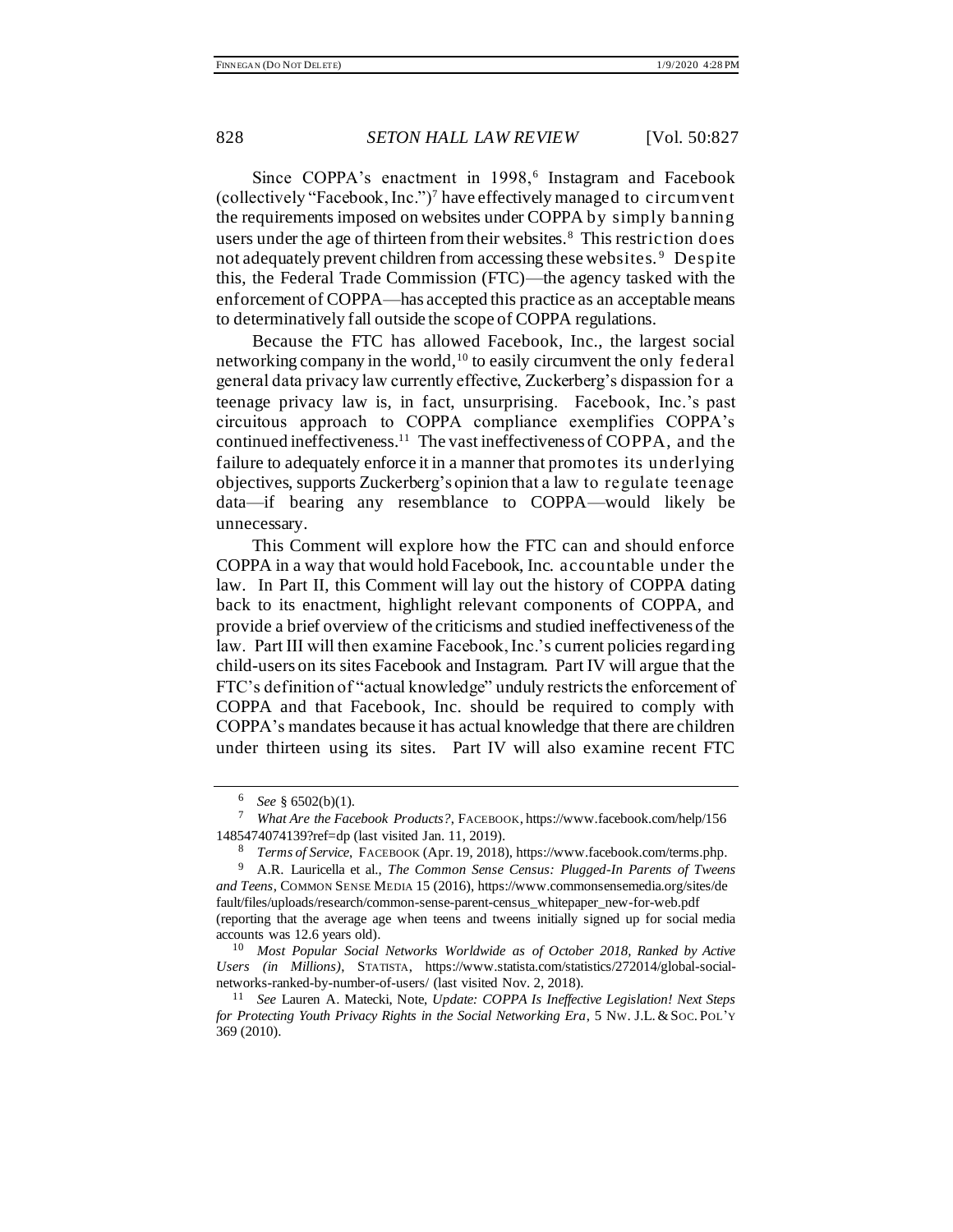Since COPPA's enactment in 1998,[6] Instagram and Facebook (collectively "Facebook, Inc.")[7] have effectively managed to circumvent the requirements imposed on websites under COPPA by simply banning users under the age of thirteen from their websites.[8] This restriction does not adequately prevent children from accessing these websites.[9] Despite this, the Federal Trade Commission (FTC)—the agency tasked with the enforcement of COPPA—has accepted this practice as an acceptable means to determinatively fall outside the scope of COPPA regulations.

Because the FTC has allowed Facebook, Inc., the largest social networking company in the world,[10] to easily circumvent the only federal general data privacy law currently effective, Zuckerberg's dispassion for a teenage privacy law is, in fact, unsurprising. Facebook, Inc.'s past circuitous approach to COPPA compliance exemplifies COPPA's continued ineffectiveness.[11] The vast ineffectiveness of COPPA, and the failure to adequately enforce it in a manner that promotes its underlying objectives, supports Zuckerberg's opinion that a law to regulate teenage data—if bearing any resemblance to COPPA—would likely be unnecessary.

This Comment will explore how the FTC can and should enforce COPPA in a way that would hold Facebook, Inc. accountable under the law. In Part II, this Comment will lay out the history of COPPA dating back to its enactment, highlight relevant components of COPPA, and provide a brief overview of the criticisms and studied ineffectiveness of the law. Part III will then examine Facebook, Inc.'s current policies regarding child-users on its sites Facebook and Instagram. Part IV will argue that the FTC's definition of "actual knowledge" unduly restricts the enforcement of COPPA and that Facebook, Inc. should be required to comply with COPPA's mandates because it has actual knowledge that there are children under thirteen using its sites. Part IV will also examine recent FTC

---

[6] *See* § 6502(b)(1).

[7] *What Are the Facebook Products?*, FACEBOOK, https://www.facebook.com/help/1561485474074139?ref=dp (last visited Jan. 11, 2019).

[8] *Terms of Service*, FACEBOOK (Apr. 19, 2018), https://www.facebook.com/terms.php.

[9] A.R. Lauricella et al., *The Common Sense Census: Plugged-In Parents of Tweens and Teens*, COMMON SENSE MEDIA 15 (2016), https://www.commonsensemedia.org/sites/default/files/uploads/research/common-sense-parent-census_whitepaper_new-for-web.pdf (reporting that the average age when teens and tweens initially signed up for social media accounts was 12.6 years old).

[10] *Most Popular Social Networks Worldwide as of October 2018, Ranked by Active Users (in Millions)*, STATISTA, https://www.statista.com/statistics/272014/global-social-networks-ranked-by-number-of-users/ (last visited Nov. 2, 2018).

[11] *See* Lauren A. Matecki, Note, *Update: COPPA Is Ineffective Legislation! Next Steps for Protecting Youth Privacy Rights in the Social Networking Era*, 5 NW. J.L. & SOC. POL'Y 369 (2010).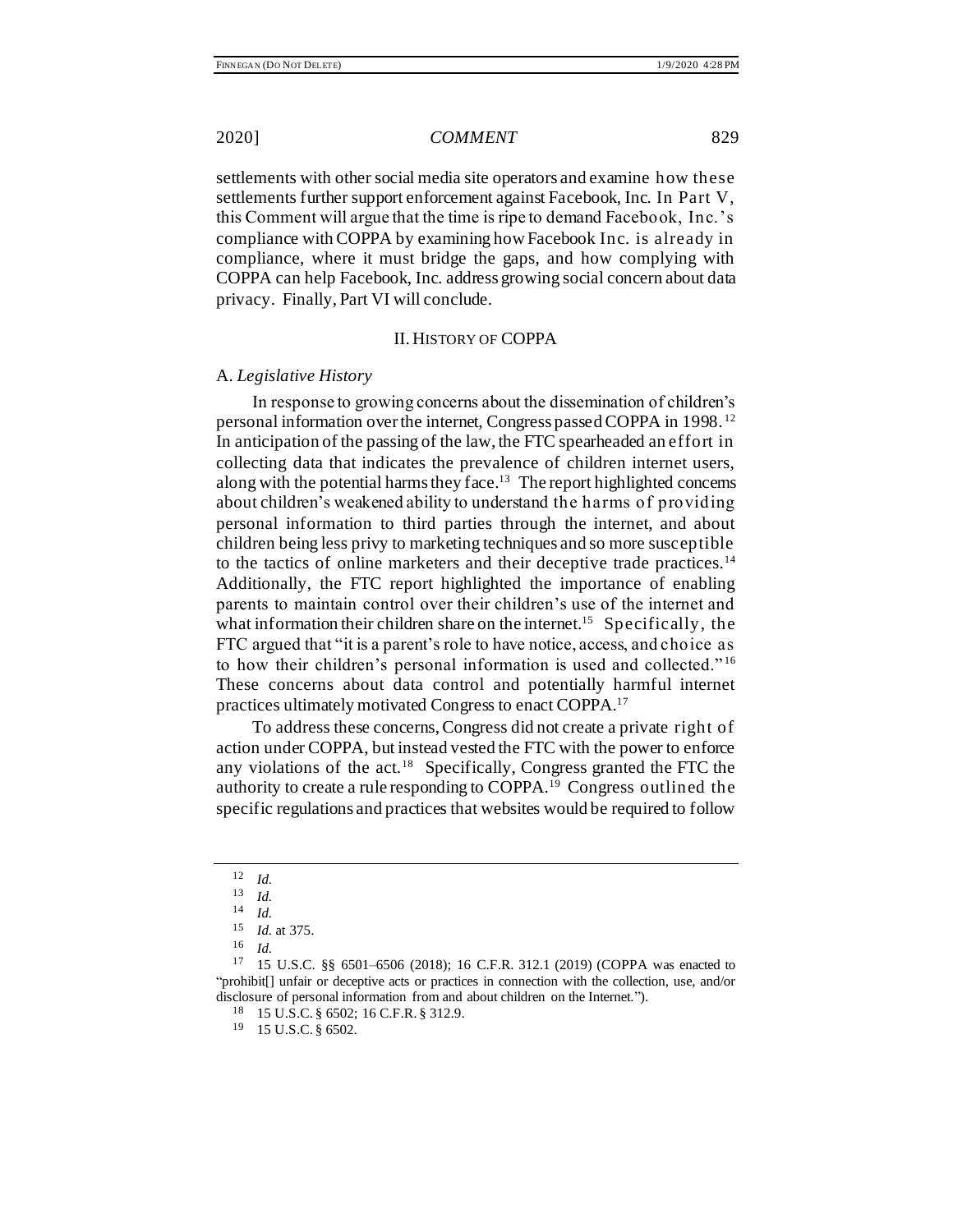settlements with other social media site operators and examine how these settlements further support enforcement against Facebook, Inc. In Part V, this Comment will argue that the time is ripe to demand Facebook, Inc.'s compliance with COPPA by examining how Facebook Inc. is already in compliance, where it must bridge the gaps, and how complying with COPPA can help Facebook, Inc. address growing social concern about data privacy. Finally, Part VI will conclude.

## II. HISTORY OF COPPA

### A. *Legislative History*

In response to growing concerns about the dissemination of children's personal information over the internet, Congress passed COPPA in 1998.[12] In anticipation of the passing of the law, the FTC spearheaded an effort in collecting data that indicates the prevalence of children internet users, along with the potential harms they face.[13] The report highlighted concerns about children's weakened ability to understand the harms of providing personal information to third parties through the internet, and about children being less privy to marketing techniques and so more susceptible to the tactics of online marketers and their deceptive trade practices.[14] Additionally, the FTC report highlighted the importance of enabling parents to maintain control over their children's use of the internet and what information their children share on the internet.[15] Specifically, the FTC argued that "it is a parent's role to have notice, access, and choice as to how their children's personal information is used and collected."[16] These concerns about data control and potentially harmful internet practices ultimately motivated Congress to enact COPPA.[17]

To address these concerns, Congress did not create a private right of action under COPPA, but instead vested the FTC with the power to enforce any violations of the act.[18] Specifically, Congress granted the FTC the authority to create a rule responding to COPPA.[19] Congress outlined the specific regulations and practices that websites would be required to follow

---

[12] *Id.*

[13] *Id.*

[14] *Id.*

[15] *Id.* at 375.

[16] *Id.*

[17] 15 U.S.C. §§ 6501–6506 (2018); 16 C.F.R. 312.1 (2019) (COPPA was enacted to "prohibit[] unfair or deceptive acts or practices in connection with the collection, use, and/or disclosure of personal information from and about children on the Internet.").

[18] 15 U.S.C. § 6502; 16 C.F.R. § 312.9.

[19] 15 U.S.C. § 6502.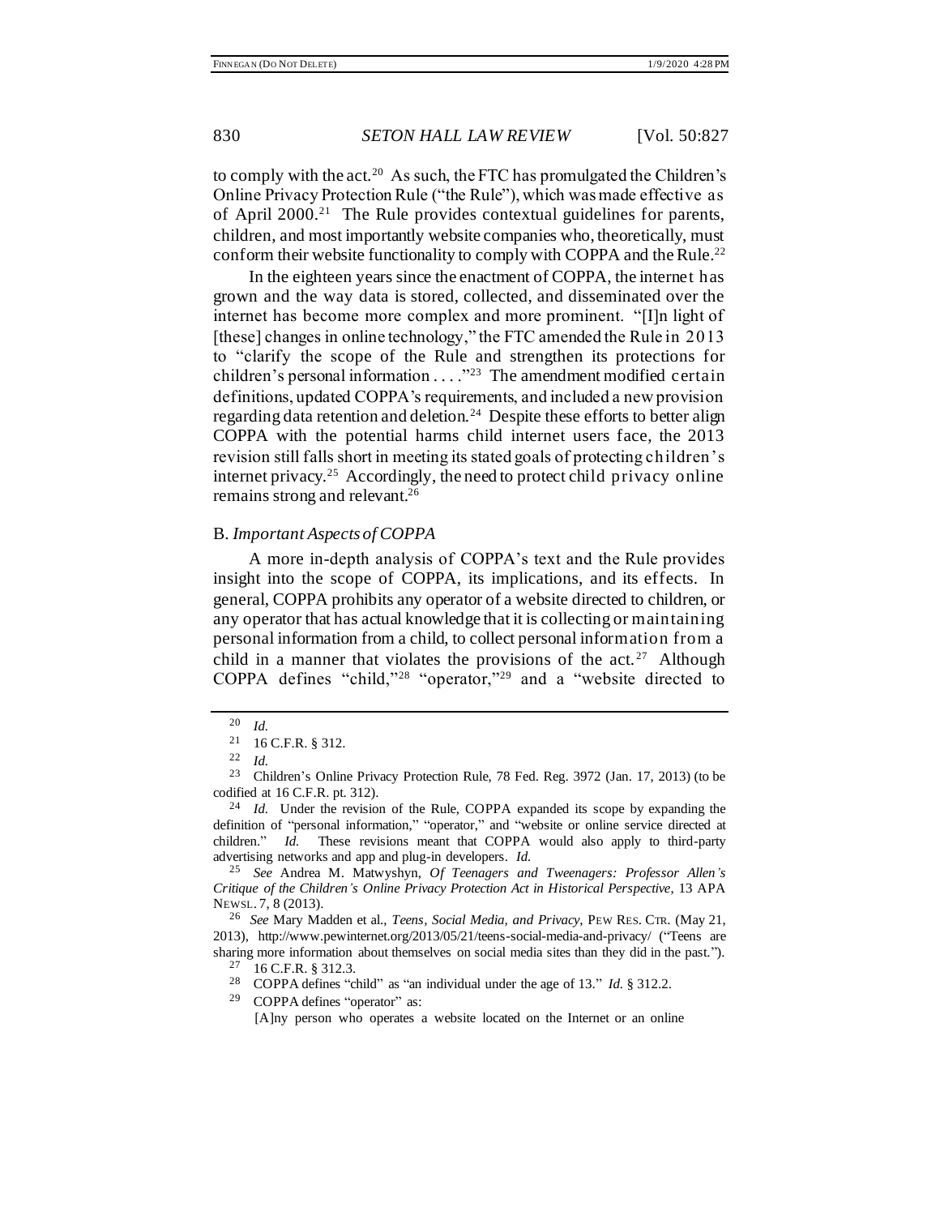to comply with the act.[20] As such, the FTC has promulgated the Children's Online Privacy Protection Rule ("the Rule"), which was made effective as of April 2000.[21] The Rule provides contextual guidelines for parents, children, and most importantly website companies who, theoretically, must conform their website functionality to comply with COPPA and the Rule.[22]

In the eighteen years since the enactment of COPPA, the internet has grown and the way data is stored, collected, and disseminated over the internet has become more complex and more prominent. "[I]n light of [these] changes in online technology," the FTC amended the Rule in 2013 to "clarify the scope of the Rule and strengthen its protections for children's personal information . . . ."[23] The amendment modified certain definitions, updated COPPA's requirements, and included a new provision regarding data retention and deletion.[24] Despite these efforts to better align COPPA with the potential harms child internet users face, the 2013 revision still falls short in meeting its stated goals of protecting children's internet privacy.[25] Accordingly, the need to protect child privacy online remains strong and relevant.[26]

### B. *Important Aspects of COPPA*

A more in-depth analysis of COPPA's text and the Rule provides insight into the scope of COPPA, its implications, and its effects. In general, COPPA prohibits any operator of a website directed to children, or any operator that has actual knowledge that it is collecting or maintaining personal information from a child, to collect personal information from a child in a manner that violates the provisions of the act.[27] Although COPPA defines "child,"[28] "operator,"[29] and a "website directed to

---

[20] *Id.*

[21] 16 C.F.R. § 312.

[22] *Id.*

[23] Children's Online Privacy Protection Rule, 78 Fed. Reg. 3972 (Jan. 17, 2013) (to be codified at 16 C.F.R. pt. 312).

[24] *Id.* Under the revision of the Rule, COPPA expanded its scope by expanding the definition of "personal information," "operator," and "website or online service directed at children." *Id.* These revisions meant that COPPA would also apply to third-party advertising networks and app and plug-in developers. *Id.*

[25] *See* Andrea M. Matwyshyn, *Of Teenagers and Tweenagers: Professor Allen's Critique of the Children's Online Privacy Protection Act in Historical Perspective*, 13 APA NEWSL. 7, 8 (2013).

[26] *See* Mary Madden et al., *Teens, Social Media, and Privacy*, PEW RES. CTR. (May 21, 2013), http://www.pewinternet.org/2013/05/21/teens-social-media-and-privacy/ ("Teens are sharing more information about themselves on social media sites than they did in the past.").

[27] 16 C.F.R. § 312.3.

[28] COPPA defines "child" as "an individual under the age of 13." *Id.* § 312.2.

[29] COPPA defines "operator" as:

> [A]ny person who operates a website located on the Internet or an online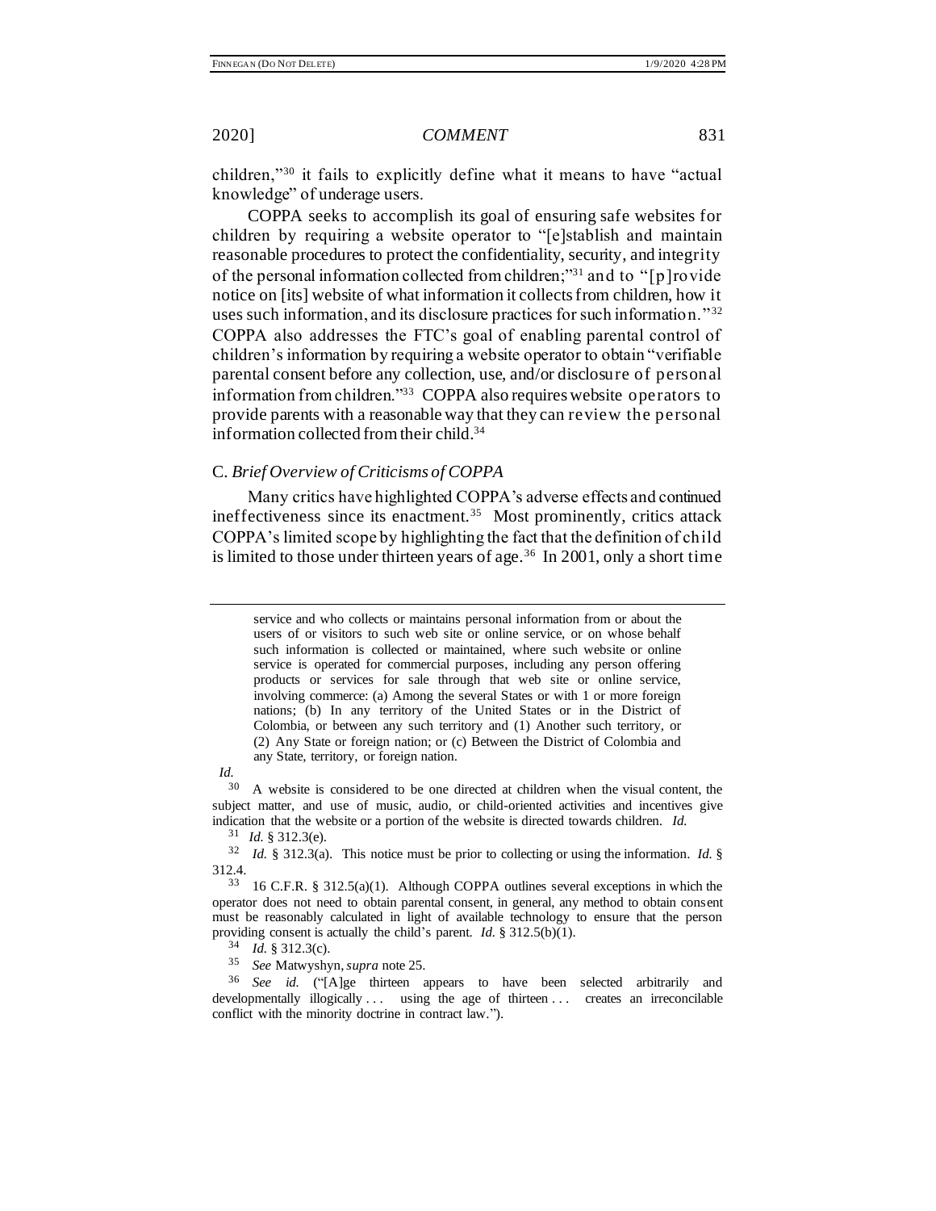children,"[30] it fails to explicitly define what it means to have "actual knowledge" of underage users.

COPPA seeks to accomplish its goal of ensuring safe websites for children by requiring a website operator to "[e]stablish and maintain reasonable procedures to protect the confidentiality, security, and integrity of the personal information collected from children;"[31] and to "[p]rovide notice on [its] website of what information it collects from children, how it uses such information, and its disclosure practices for such information."[32] COPPA also addresses the FTC's goal of enabling parental control of children's information by requiring a website operator to obtain "verifiable parental consent before any collection, use, and/or disclosure of personal information from children."[33] COPPA also requires website operators to provide parents with a reasonable way that they can review the personal information collected from their child.[34]

### C. *Brief Overview of Criticisms of COPPA*

Many critics have highlighted COPPA's adverse effects and continued ineffectiveness since its enactment.[35] Most prominently, critics attack COPPA's limited scope by highlighting the fact that the definition of child is limited to those under thirteen years of age.[36] In 2001, only a short time

---

> service and who collects or maintains personal information from or about the users of or visitors to such web site or online service, or on whose behalf such information is collected or maintained, where such website or online service is operated for commercial purposes, including any person offering products or services for sale through that web site or online service, involving commerce: (a) Among the several States or with 1 or more foreign nations; (b) In any territory of the United States or in the District of Colombia, or between any such territory and (1) Another such territory, or (2) Any State or foreign nation; or (c) Between the District of Colombia and any State, territory, or foreign nation.

*Id.*

[30] A website is considered to be one directed at children when the visual content, the subject matter, and use of music, audio, or child-oriented activities and incentives give indication that the website or a portion of the website is directed towards children. *Id.*

[31] *Id.* § 312.3(e).

[32] *Id.* § 312.3(a). This notice must be prior to collecting or using the information. *Id.* § 312.4.

[33] 16 C.F.R. § 312.5(a)(1). Although COPPA outlines several exceptions in which the operator does not need to obtain parental consent, in general, any method to obtain consent must be reasonably calculated in light of available technology to ensure that the person providing consent is actually the child's parent. *Id.* § 312.5(b)(1).

[34] *Id.* § 312.3(c).

[35] *See* Matwyshyn, *supra* note 25.

[36] *See id.* ("[A]ge thirteen appears to have been selected arbitrarily and developmentally illogically . . . using the age of thirteen . . . creates an irreconcilable conflict with the minority doctrine in contract law.").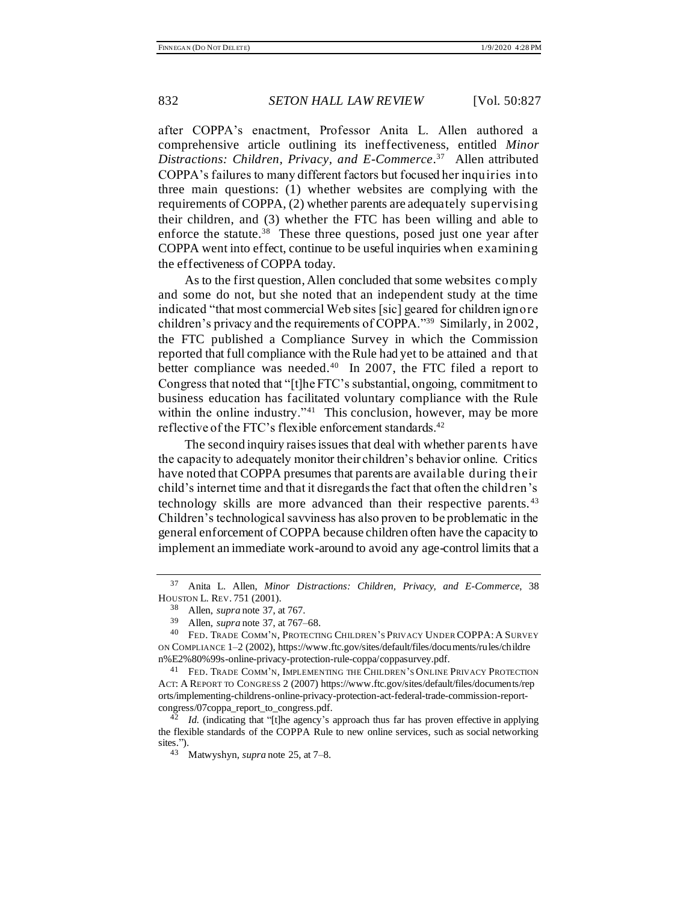after COPPA's enactment, Professor Anita L. Allen authored a comprehensive article outlining its ineffectiveness, entitled *Minor Distractions: Children, Privacy, and E-Commerce*.[37] Allen attributed COPPA's failures to many different factors but focused her inquiries into three main questions: (1) whether websites are complying with the requirements of COPPA, (2) whether parents are adequately supervising their children, and (3) whether the FTC has been willing and able to enforce the statute.[38] These three questions, posed just one year after COPPA went into effect, continue to be useful inquiries when examining the effectiveness of COPPA today.

As to the first question, Allen concluded that some websites comply and some do not, but she noted that an independent study at the time indicated "that most commercial Web sites [sic] geared for children ignore children's privacy and the requirements of COPPA."[39] Similarly, in 2002, the FTC published a Compliance Survey in which the Commission reported that full compliance with the Rule had yet to be attained and that better compliance was needed.[40] In 2007, the FTC filed a report to Congress that noted that "[t]he FTC's substantial, ongoing, commitment to business education has facilitated voluntary compliance with the Rule within the online industry."[41] This conclusion, however, may be more reflective of the FTC's flexible enforcement standards.[42]

The second inquiry raises issues that deal with whether parents have the capacity to adequately monitor their children's behavior online. Critics have noted that COPPA presumes that parents are available during their child's internet time and that it disregards the fact that often the children's technology skills are more advanced than their respective parents.[43] Children's technological savviness has also proven to be problematic in the general enforcement of COPPA because children often have the capacity to implement an immediate work-around to avoid any age-control limits that a

---

[37] Anita L. Allen, *Minor Distractions: Children, Privacy, and E-Commerce*, 38 HOUSTON L. REV. 751 (2001).

[38] Allen, *supra* note 37, at 767.

[39] Allen, *supra* note 37, at 767–68.

[40] FED. TRADE COMM'N, PROTECTING CHILDREN'S PRIVACY UNDER COPPA: A SURVEY ON COMPLIANCE 1–2 (2002), https://www.ftc.gov/sites/default/files/documents/rules/children%E2%80%99s-online-privacy-protection-rule-coppa/coppasurvey.pdf.

[41] FED. TRADE COMM'N, IMPLEMENTING THE CHILDREN'S ONLINE PRIVACY PROTECTION ACT: A REPORT TO CONGRESS 2 (2007) https://www.ftc.gov/sites/default/files/documents/reports/implementing-childrens-online-privacy-protection-act-federal-trade-commission-report-congress/07coppa_report_to_congress.pdf.

[42] *Id.* (indicating that "[t]he agency's approach thus far has proven effective in applying the flexible standards of the COPPA Rule to new online services, such as social networking sites.").

[43] Matwyshyn, *supra* note 25, at 7–8.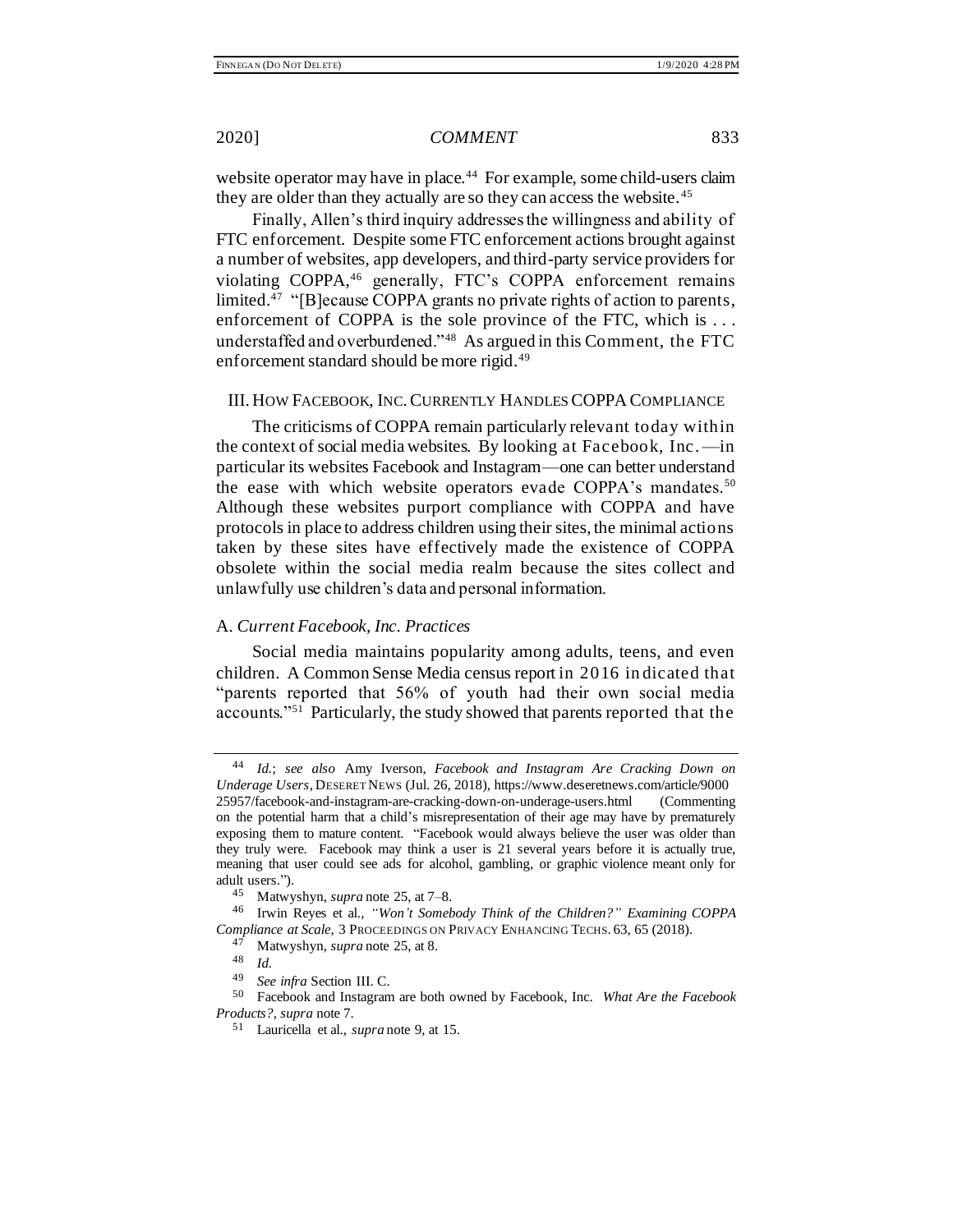website operator may have in place.[44] For example, some child-users claim they are older than they actually are so they can access the website.[45]

Finally, Allen's third inquiry addresses the willingness and ability of FTC enforcement. Despite some FTC enforcement actions brought against a number of websites, app developers, and third-party service providers for violating COPPA,[46] generally, FTC's COPPA enforcement remains limited.[47] "[B]ecause COPPA grants no private rights of action to parents, enforcement of COPPA is the sole province of the FTC, which is . . . understaffed and overburdened."[48] As argued in this Comment, the FTC enforcement standard should be more rigid.[49]

## III. How Facebook, Inc. Currently Handles COPPA Compliance

The criticisms of COPPA remain particularly relevant today within the context of social media websites. By looking at Facebook, Inc.—in particular its websites Facebook and Instagram—one can better understand the ease with which website operators evade COPPA's mandates.[50] Although these websites purport compliance with COPPA and have protocols in place to address children using their sites, the minimal actions taken by these sites have effectively made the existence of COPPA obsolete within the social media realm because the sites collect and unlawfully use children's data and personal information.

### A. *Current Facebook, Inc. Practices*

Social media maintains popularity among adults, teens, and even children. A Common Sense Media census report in 2016 indicated that "parents reported that 56% of youth had their own social media accounts."[51] Particularly, the study showed that parents reported that the

---

[44] *Id.*; *see also* Amy Iverson, *Facebook and Instagram Are Cracking Down on Underage Users*, DESERET NEWS (Jul. 26, 2018), https://www.deseretnews.com/article/900025957/facebook-and-instagram-are-cracking-down-on-underage-users.html (Commenting on the potential harm that a child's misrepresentation of their age may have by prematurely exposing them to mature content. "Facebook would always believe the user was older than they truly were. Facebook may think a user is 21 several years before it is actually true, meaning that user could see ads for alcohol, gambling, or graphic violence meant only for adult users.").

[45] Matwyshyn, *supra* note 25, at 7–8.

[46] Irwin Reyes et al., *"Won't Somebody Think of the Children?" Examining COPPA Compliance at Scale*, 3 PROCEEDINGS ON PRIVACY ENHANCING TECHS. 63, 65 (2018).

[47] Matwyshyn, *supra* note 25, at 8.

[48] *Id.*

[49] *See infra* Section III. C.

[50] Facebook and Instagram are both owned by Facebook, Inc. *What Are the Facebook Products?*, *supra* note 7.

[51] Lauricella et al., *supra* note 9, at 15.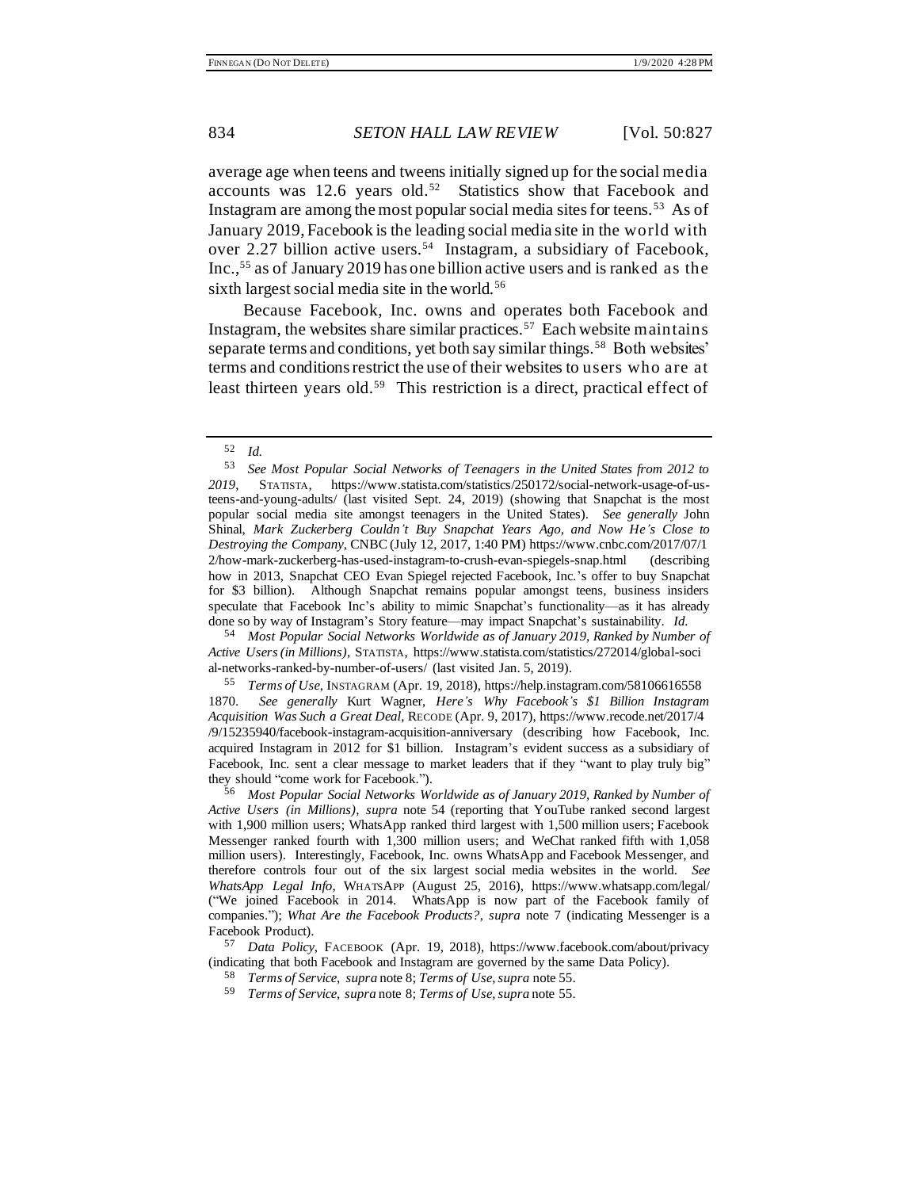average age when teens and tweens initially signed up for the social media accounts was 12.6 years old.[52] Statistics show that Facebook and Instagram are among the most popular social media sites for teens.[53] As of January 2019, Facebook is the leading social media site in the world with over 2.27 billion active users.[54] Instagram, a subsidiary of Facebook, Inc.,[55] as of January 2019 has one billion active users and is ranked as the sixth largest social media site in the world.[56]

Because Facebook, Inc. owns and operates both Facebook and Instagram, the websites share similar practices.[57] Each website maintains separate terms and conditions, yet both say similar things.[58] Both websites' terms and conditions restrict the use of their websites to users who are at least thirteen years old.[59] This restriction is a direct, practical effect of

---

52 *Id.*

53 *See Most Popular Social Networks of Teenagers in the United States from 2012 to 2019*, STATISTA, https://www.statista.com/statistics/250172/social-network-usage-of-us-teens-and-young-adults/ (last visited Sept. 24, 2019) (showing that Snapchat is the most popular social media site amongst teenagers in the United States). *See generally* John Shinal, *Mark Zuckerberg Couldn't Buy Snapchat Years Ago, and Now He's Close to Destroying the Company*, CNBC (July 12, 2017, 1:40 PM) https://www.cnbc.com/2017/07/12/how-mark-zuckerberg-has-used-instagram-to-crush-evan-spiegels-snap.html (describing how in 2013, Snapchat CEO Evan Spiegel rejected Facebook, Inc.'s offer to buy Snapchat for $3 billion). Although Snapchat remains popular amongst teens, business insiders speculate that Facebook Inc's ability to mimic Snapchat's functionality—as it has already done so by way of Instagram's Story feature—may impact Snapchat's sustainability. *Id.*

54 *Most Popular Social Networks Worldwide as of January 2019, Ranked by Number of Active Users (in Millions)*, STATISTA, https://www.statista.com/statistics/272014/global-social-networks-ranked-by-number-of-users/ (last visited Jan. 5, 2019).

55 *Terms of Use*, INSTAGRAM (Apr. 19, 2018), https://help.instagram.com/581066165581870. *See generally* Kurt Wagner, *Here's Why Facebook's $1 Billion Instagram Acquisition Was Such a Great Deal*, RECODE (Apr. 9, 2017), https://www.recode.net/2017/4/9/15235940/facebook-instagram-acquisition-anniversary (describing how Facebook, Inc. acquired Instagram in 2012 for $1 billion. Instagram's evident success as a subsidiary of Facebook, Inc. sent a clear message to market leaders that if they "want to play truly big" they should "come work for Facebook.").

56 *Most Popular Social Networks Worldwide as of January 2019, Ranked by Number of Active Users (in Millions)*, *supra* note 54 (reporting that YouTube ranked second largest with 1,900 million users; WhatsApp ranked third largest with 1,500 million users; Facebook Messenger ranked fourth with 1,300 million users; and WeChat ranked fifth with 1,058 million users). Interestingly, Facebook, Inc. owns WhatsApp and Facebook Messenger, and therefore controls four out of the six largest social media websites in the world. *See WhatsApp Legal Info*, WHATSAPP (August 25, 2016), https://www.whatsapp.com/legal/ ("We joined Facebook in 2014. WhatsApp is now part of the Facebook family of companies."); *What Are the Facebook Products?*, *supra* note 7 (indicating Messenger is a Facebook Product).

57 *Data Policy*, FACEBOOK (Apr. 19, 2018), https://www.facebook.com/about/privacy (indicating that both Facebook and Instagram are governed by the same Data Policy).

58 *Terms of Service*, *supra* note 8; *Terms of Use*, *supra* note 55.

59 *Terms of Service*, *supra* note 8; *Terms of Use*, *supra* note 55.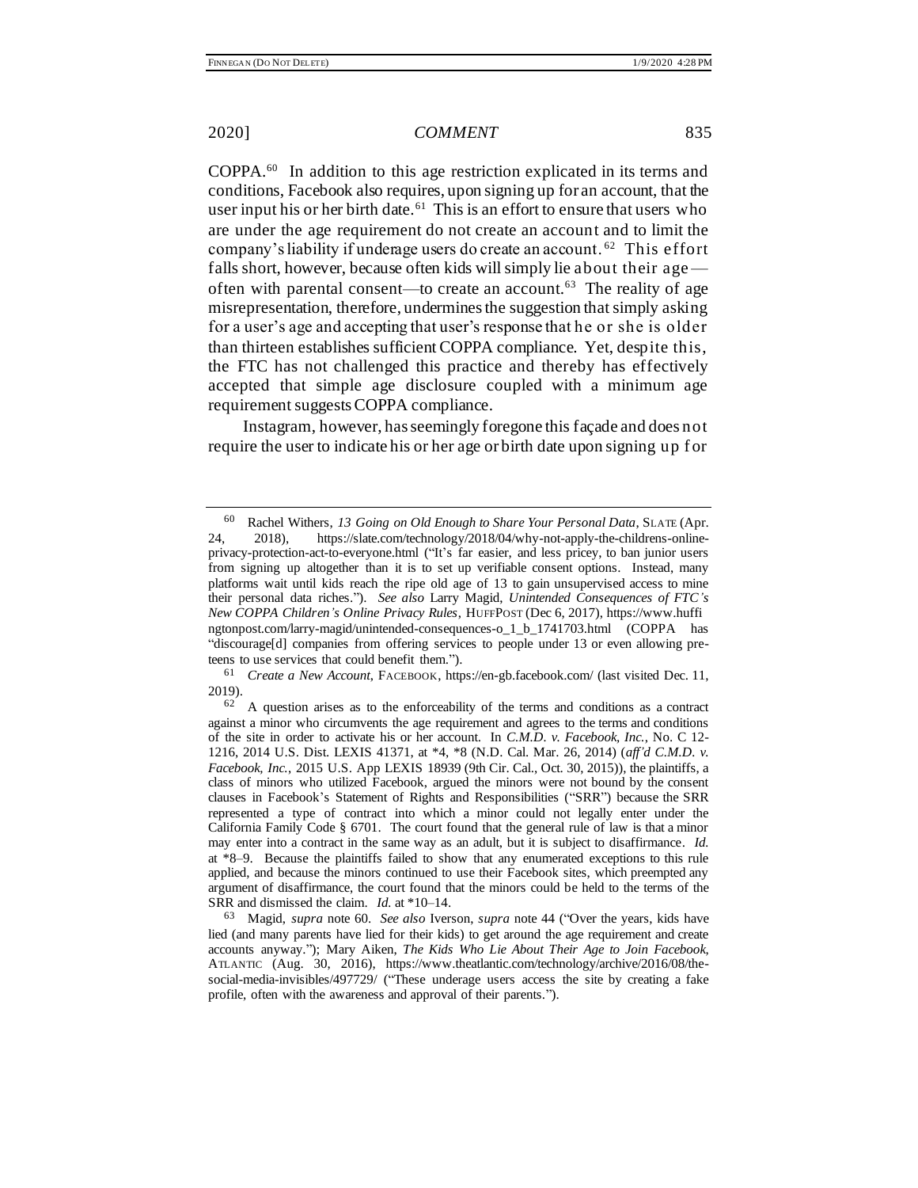COPPA.[60] In addition to this age restriction explicated in its terms and conditions, Facebook also requires, upon signing up for an account, that the user input his or her birth date.[61] This is an effort to ensure that users who are under the age requirement do not create an account and to limit the company's liability if underage users do create an account.[62] This effort falls short, however, because often kids will simply lie about their age—often with parental consent—to create an account.[63] The reality of age misrepresentation, therefore, undermines the suggestion that simply asking for a user's age and accepting that user's response that he or she is older than thirteen establishes sufficient COPPA compliance. Yet, despite this, the FTC has not challenged this practice and thereby has effectively accepted that simple age disclosure coupled with a minimum age requirement suggests COPPA compliance.

Instagram, however, has seemingly foregone this façade and does not require the user to indicate his or her age or birth date upon signing up for

---

[60] Rachel Withers, *13 Going on Old Enough to Share Your Personal Data*, SLATE (Apr. 24, 2018), https://slate.com/technology/2018/04/why-not-apply-the-childrens-online-privacy-protection-act-to-everyone.html ("It's far easier, and less pricey, to ban junior users from signing up altogether than it is to set up verifiable consent options. Instead, many platforms wait until kids reach the ripe old age of 13 to gain unsupervised access to mine their personal data riches."). *See also* Larry Magid, *Unintended Consequences of FTC's New COPPA Children's Online Privacy Rules*, HUFFPOST (Dec 6, 2017), https://www.huffingtonpost.com/larry-magid/unintended-consequences-o_1_b_1741703.html (COPPA has "discourage[d] companies from offering services to people under 13 or even allowing pre-teens to use services that could benefit them.").

[61] *Create a New Account*, FACEBOOK, https://en-gb.facebook.com/ (last visited Dec. 11, 2019).

[62] A question arises as to the enforceability of the terms and conditions as a contract against a minor who circumvents the age requirement and agrees to the terms and conditions of the site in order to activate his or her account. In *C.M.D. v. Facebook, Inc.*, No. C 12-1216, 2014 U.S. Dist. LEXIS 41371, at *4, *8 (N.D. Cal. Mar. 26, 2014) (*aff'd C.M.D. v. Facebook, Inc.*, 2015 U.S. App LEXIS 18939 (9th Cir. Cal., Oct. 30, 2015)), the plaintiffs, a class of minors who utilized Facebook, argued the minors were not bound by the consent clauses in Facebook's Statement of Rights and Responsibilities ("SRR") because the SRR represented a type of contract into which a minor could not legally enter under the California Family Code § 6701. The court found that the general rule of law is that a minor may enter into a contract in the same way as an adult, but it is subject to disaffirmance. *Id.* at *8–9. Because the plaintiffs failed to show that any enumerated exceptions to this rule applied, and because the minors continued to use their Facebook sites, which preempted any argument of disaffirmance, the court found that the minors could be held to the terms of the SRR and dismissed the claim. *Id.* at *10–14.

[63] Magid, *supra* note 60. *See also* Iverson, *supra* note 44 ("Over the years, kids have lied (and many parents have lied for their kids) to get around the age requirement and create accounts anyway."); Mary Aiken, *The Kids Who Lie About Their Age to Join Facebook*, ATLANTIC (Aug. 30, 2016), https://www.theatlantic.com/technology/archive/2016/08/the-social-media-invisibles/497729/ ("These underage users access the site by creating a fake profile, often with the awareness and approval of their parents.").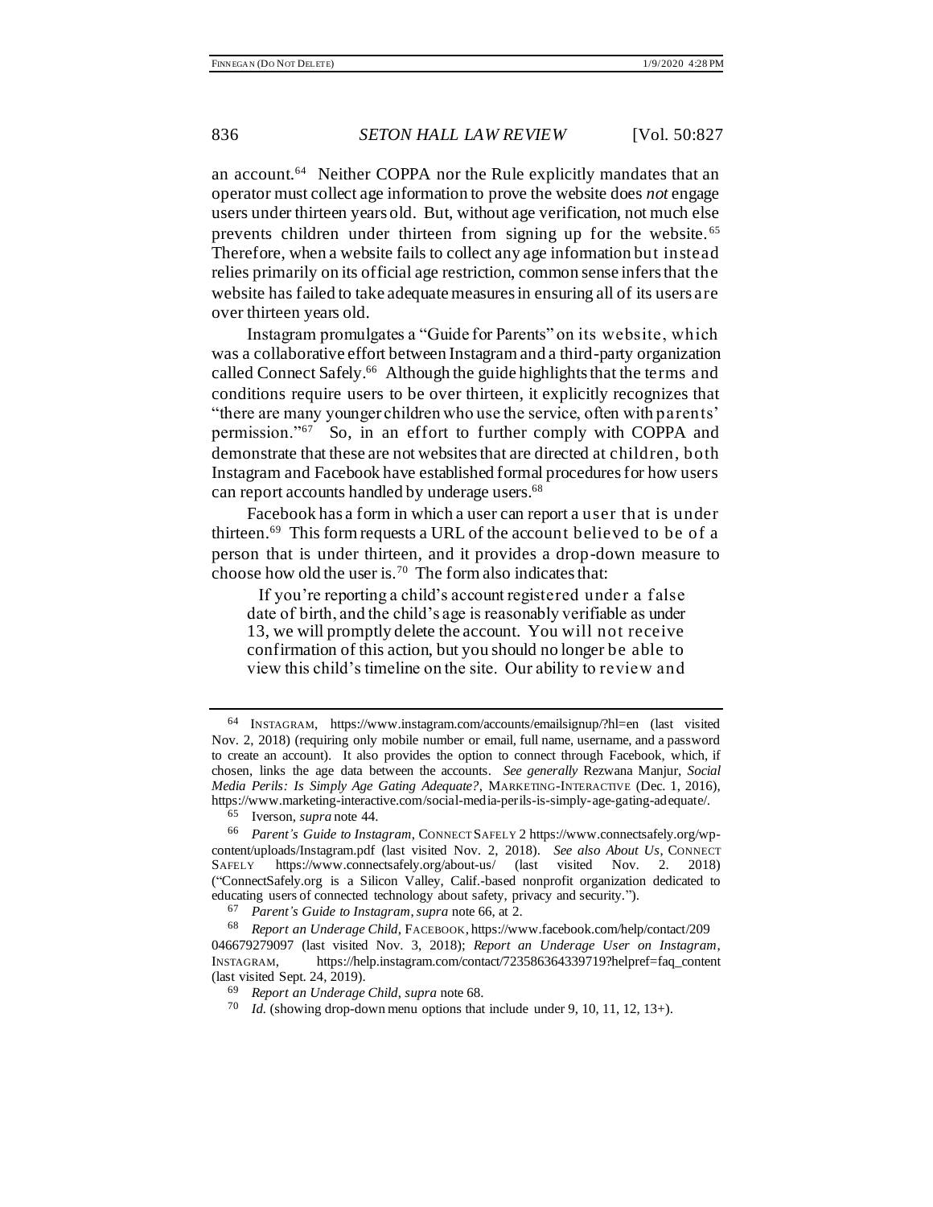an account.[64] Neither COPPA nor the Rule explicitly mandates that an operator must collect age information to prove the website does *not* engage users under thirteen years old. But, without age verification, not much else prevents children under thirteen from signing up for the website.[65] Therefore, when a website fails to collect any age information but instead relies primarily on its official age restriction, common sense infers that the website has failed to take adequate measures in ensuring all of its users are over thirteen years old.

Instagram promulgates a "Guide for Parents" on its website, which was a collaborative effort between Instagram and a third-party organization called Connect Safely.[66] Although the guide highlights that the terms and conditions require users to be over thirteen, it explicitly recognizes that "there are many younger children who use the service, often with parents' permission."[67] So, in an effort to further comply with COPPA and demonstrate that these are not websites that are directed at children, both Instagram and Facebook have established formal procedures for how users can report accounts handled by underage users.[68]

Facebook has a form in which a user can report a user that is under thirteen.[69] This form requests a URL of the account believed to be of a person that is under thirteen, and it provides a drop-down measure to choose how old the user is.[70] The form also indicates that:

> If you're reporting a child's account registered under a false date of birth, and the child's age is reasonably verifiable as under 13, we will promptly delete the account. You will not receive confirmation of this action, but you should no longer be able to view this child's timeline on the site. Our ability to review and

---

[64] INSTAGRAM, https://www.instagram.com/accounts/emailsignup/?hl=en (last visited Nov. 2, 2018) (requiring only mobile number or email, full name, username, and a password to create an account). It also provides the option to connect through Facebook, which, if chosen, links the age data between the accounts. *See generally* Rezwana Manjur, *Social Media Perils: Is Simply Age Gating Adequate?*, MARKETING-INTERACTIVE (Dec. 1, 2016), https://www.marketing-interactive.com/social-media-perils-is-simply-age-gating-adequate/.

[65] Iverson, *supra* note 44.

[66] *Parent's Guide to Instagram*, CONNECT SAFELY 2 https://www.connectsafely.org/wp-content/uploads/Instagram.pdf (last visited Nov. 2, 2018). *See also About Us*, CONNECT SAFELY https://www.connectsafely.org/about-us/ (last visited Nov. 2. 2018) ("ConnectSafely.org is a Silicon Valley, Calif.-based nonprofit organization dedicated to educating users of connected technology about safety, privacy and security.").

[67] *Parent's Guide to Instagram*, *supra* note 66, at 2.

[68] *Report an Underage Child*, FACEBOOK, https://www.facebook.com/help/contact/209046679279097 (last visited Nov. 3, 2018); *Report an Underage User on Instagram*, INSTAGRAM, https://help.instagram.com/contact/723586364339719?helpref=faq_content (last visited Sept. 24, 2019).

[69] *Report an Underage Child*, *supra* note 68.

[70] *Id.* (showing drop-down menu options that include under 9, 10, 11, 12, 13+).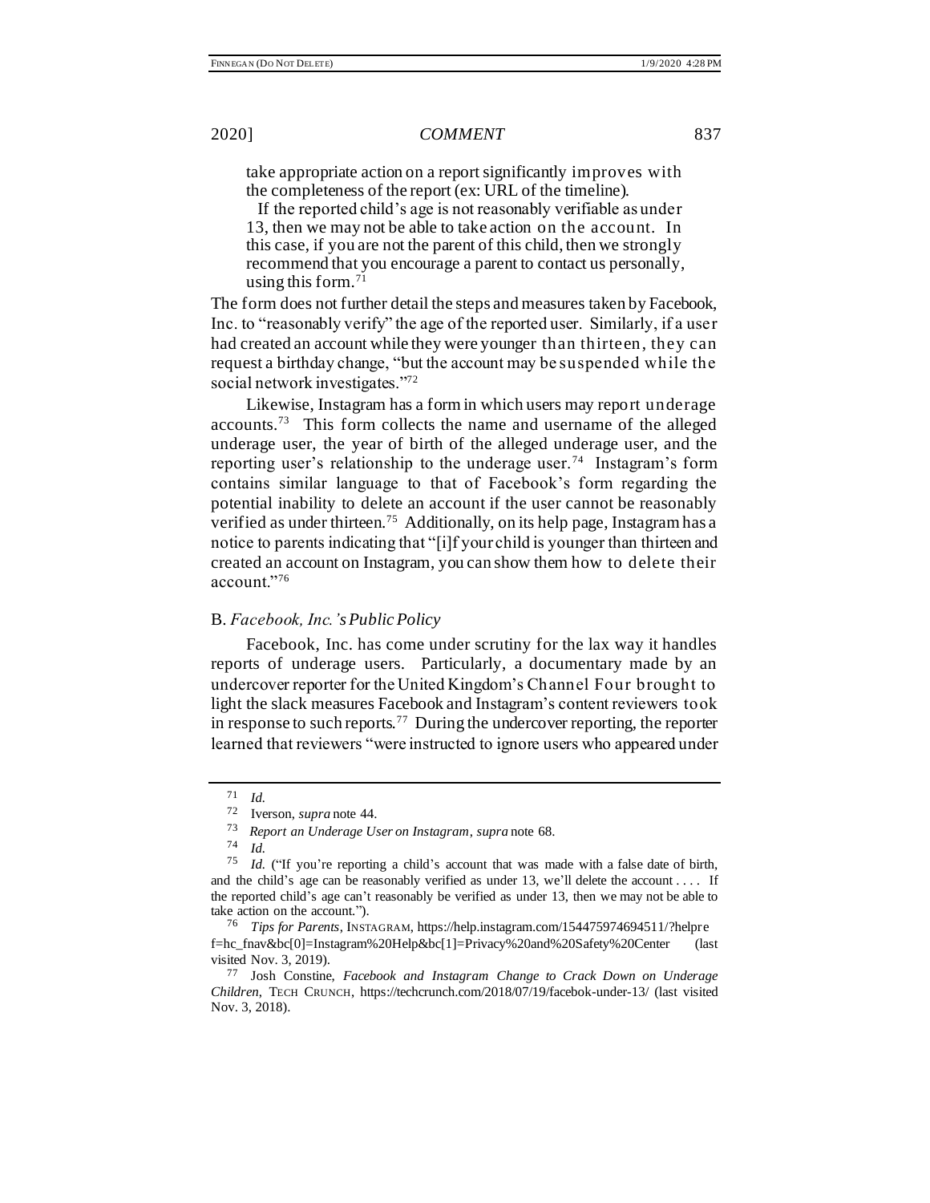take appropriate action on a report significantly improves with the completeness of the report (ex: URL of the timeline).

If the reported child's age is not reasonably verifiable as under 13, then we may not be able to take action on the account. In this case, if you are not the parent of this child, then we strongly recommend that you encourage a parent to contact us personally, using this form.[71]

The form does not further detail the steps and measures taken by Facebook, Inc. to "reasonably verify" the age of the reported user. Similarly, if a user had created an account while they were younger than thirteen, they can request a birthday change, "but the account may be suspended while the social network investigates."[72]

Likewise, Instagram has a form in which users may report underage accounts.[73] This form collects the name and username of the alleged underage user, the year of birth of the alleged underage user, and the reporting user's relationship to the underage user.[74] Instagram's form contains similar language to that of Facebook's form regarding the potential inability to delete an account if the user cannot be reasonably verified as under thirteen.[75] Additionally, on its help page, Instagram has a notice to parents indicating that "[i]f your child is younger than thirteen and created an account on Instagram, you can show them how to delete their account."[76]

### B. *Facebook, Inc.'s Public Policy*

Facebook, Inc. has come under scrutiny for the lax way it handles reports of underage users. Particularly, a documentary made by an undercover reporter for the United Kingdom's Channel Four brought to light the slack measures Facebook and Instagram's content reviewers took in response to such reports.[77] During the undercover reporting, the reporter learned that reviewers "were instructed to ignore users who appeared under

---

[71] *Id.*

[72] Iverson, *supra* note 44.

[73] *Report an Underage User on Instagram*, *supra* note 68.

[74] *Id.*

[75] *Id.* ("If you're reporting a child's account that was made with a false date of birth, and the child's age can be reasonably verified as under 13, we'll delete the account . . . . If the reported child's age can't reasonably be verified as under 13, then we may not be able to take action on the account.").

[76] *Tips for Parents*, INSTAGRAM, https://help.instagram.com/154475974694511/?helpref=hc_fnav&bc[0]=Instagram%20Help&bc[1]=Privacy%20and%20Safety%20Center (last visited Nov. 3, 2019).

[77] Josh Constine, *Facebook and Instagram Change to Crack Down on Underage Children*, TECH CRUNCH, https://techcrunch.com/2018/07/19/facebook-under-13/ (last visited Nov. 3, 2018).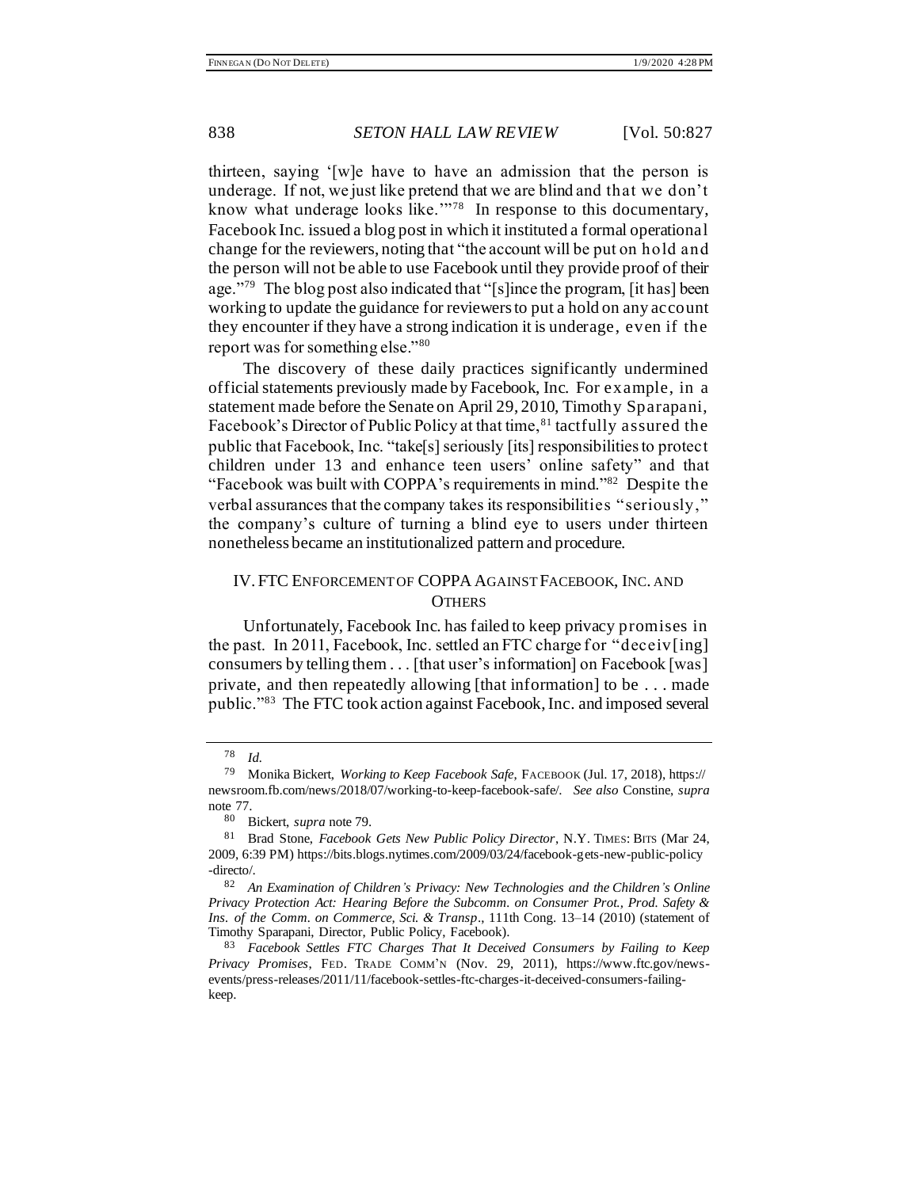thirteen, saying '[w]e have to have an admission that the person is underage. If not, we just like pretend that we are blind and that we don't know what underage looks like.'"[78] In response to this documentary, Facebook Inc. issued a blog post in which it instituted a formal operational change for the reviewers, noting that "the account will be put on hold and the person will not be able to use Facebook until they provide proof of their age."[79] The blog post also indicated that "[s]ince the program, [it has] been working to update the guidance for reviewers to put a hold on any account they encounter if they have a strong indication it is underage, even if the report was for something else."[80]

The discovery of these daily practices significantly undermined official statements previously made by Facebook, Inc. For example, in a statement made before the Senate on April 29, 2010, Timothy Sparapani, Facebook's Director of Public Policy at that time,[81] tactfully assured the public that Facebook, Inc. "take[s] seriously [its] responsibilities to protect children under 13 and enhance teen users' online safety" and that "Facebook was built with COPPA's requirements in mind."[82] Despite the verbal assurances that the company takes its responsibilities "seriously," the company's culture of turning a blind eye to users under thirteen nonetheless became an institutionalized pattern and procedure.

## IV. FTC ENFORCEMENT OF COPPA AGAINST FACEBOOK, INC. AND OTHERS

Unfortunately, Facebook Inc. has failed to keep privacy promises in the past. In 2011, Facebook, Inc. settled an FTC charge for "deceiv[ing] consumers by telling them . . . [that user's information] on Facebook [was] private, and then repeatedly allowing [that information] to be . . . made public."[83] The FTC took action against Facebook, Inc. and imposed several

---

[78] *Id.*

[79] Monika Bickert, *Working to Keep Facebook Safe*, FACEBOOK (Jul. 17, 2018), https://newsroom.fb.com/news/2018/07/working-to-keep-facebook-safe/. *See also* Constine, *supra* note 77.

[80] Bickert, *supra* note 79.

[81] Brad Stone, *Facebook Gets New Public Policy Director*, N.Y. TIMES: BITS (Mar 24, 2009, 6:39 PM) https://bits.blogs.nytimes.com/2009/03/24/facebook-gets-new-public-policy-directo/.

[82] *An Examination of Children's Privacy: New Technologies and the Children's Online Privacy Protection Act: Hearing Before the Subcomm. on Consumer Prot., Prod. Safety & Ins. of the Comm. on Commerce, Sci. & Transp.*, 111th Cong. 13–14 (2010) (statement of Timothy Sparapani, Director, Public Policy, Facebook).

[83] *Facebook Settles FTC Charges That It Deceived Consumers by Failing to Keep Privacy Promises*, FED. TRADE COMM'N (Nov. 29, 2011), https://www.ftc.gov/news-events/press-releases/2011/11/facebook-settles-ftc-charges-it-deceived-consumers-failing-keep.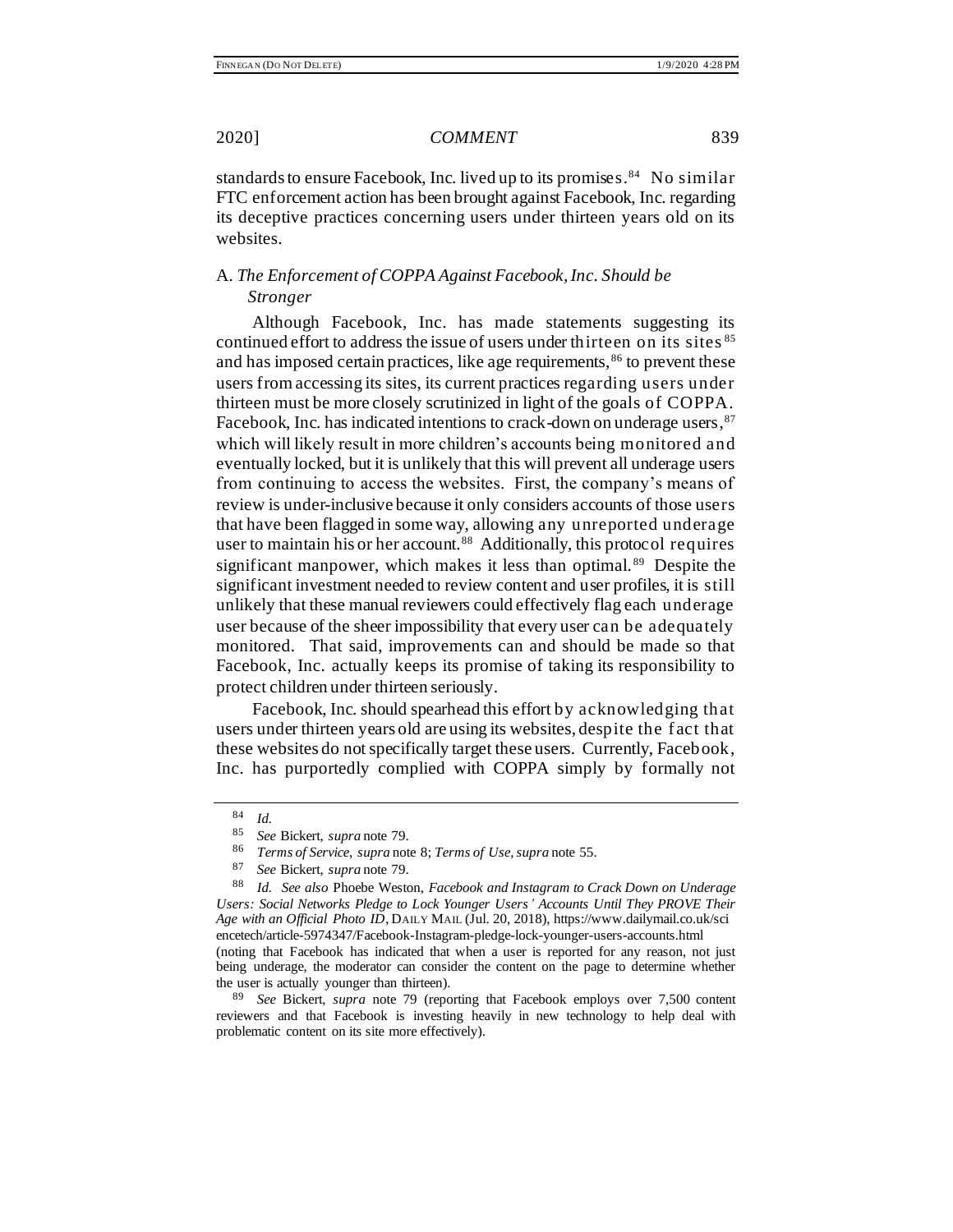standards to ensure Facebook, Inc. lived up to its promises.[84] No similar FTC enforcement action has been brought against Facebook, Inc. regarding its deceptive practices concerning users under thirteen years old on its websites.

### A. *The Enforcement of COPPA Against Facebook, Inc. Should be Stronger*

Although Facebook, Inc. has made statements suggesting its continued effort to address the issue of users under thirteen on its sites[85] and has imposed certain practices, like age requirements,[86] to prevent these users from accessing its sites, its current practices regarding users under thirteen must be more closely scrutinized in light of the goals of COPPA. Facebook, Inc. has indicated intentions to crack-down on underage users,[87] which will likely result in more children's accounts being monitored and eventually locked, but it is unlikely that this will prevent all underage users from continuing to access the websites. First, the company's means of review is under-inclusive because it only considers accounts of those users that have been flagged in some way, allowing any unreported underage user to maintain his or her account.[88] Additionally, this protocol requires significant manpower, which makes it less than optimal.[89] Despite the significant investment needed to review content and user profiles, it is still unlikely that these manual reviewers could effectively flag each underage user because of the sheer impossibility that every user can be adequately monitored. That said, improvements can and should be made so that Facebook, Inc. actually keeps its promise of taking its responsibility to protect children under thirteen seriously.

Facebook, Inc. should spearhead this effort by acknowledging that users under thirteen years old are using its websites, despite the fact that these websites do not specifically target these users. Currently, Facebook, Inc. has purportedly complied with COPPA simply by formally not

---

[84] *Id.*

[85] *See* Bickert, *supra* note 79.

[86] *Terms of Service*, *supra* note 8; *Terms of Use*, *supra* note 55.

[87] *See* Bickert, *supra* note 79.

[88] *Id. See also* Phoebe Weston, *Facebook and Instagram to Crack Down on Underage Users: Social Networks Pledge to Lock Younger Users' Accounts Until They PROVE Their Age with an Official Photo ID*, DAILY MAIL (Jul. 20, 2018), https://www.dailymail.co.uk/sciencetech/article-5974347/Facebook-Instagram-pledge-lock-younger-users-accounts.html (noting that Facebook has indicated that when a user is reported for any reason, not just being underage, the moderator can consider the content on the page to determine whether the user is actually younger than thirteen).

[89] *See* Bickert, *supra* note 79 (reporting that Facebook employs over 7,500 content reviewers and that Facebook is investing heavily in new technology to help deal with problematic content on its site more effectively).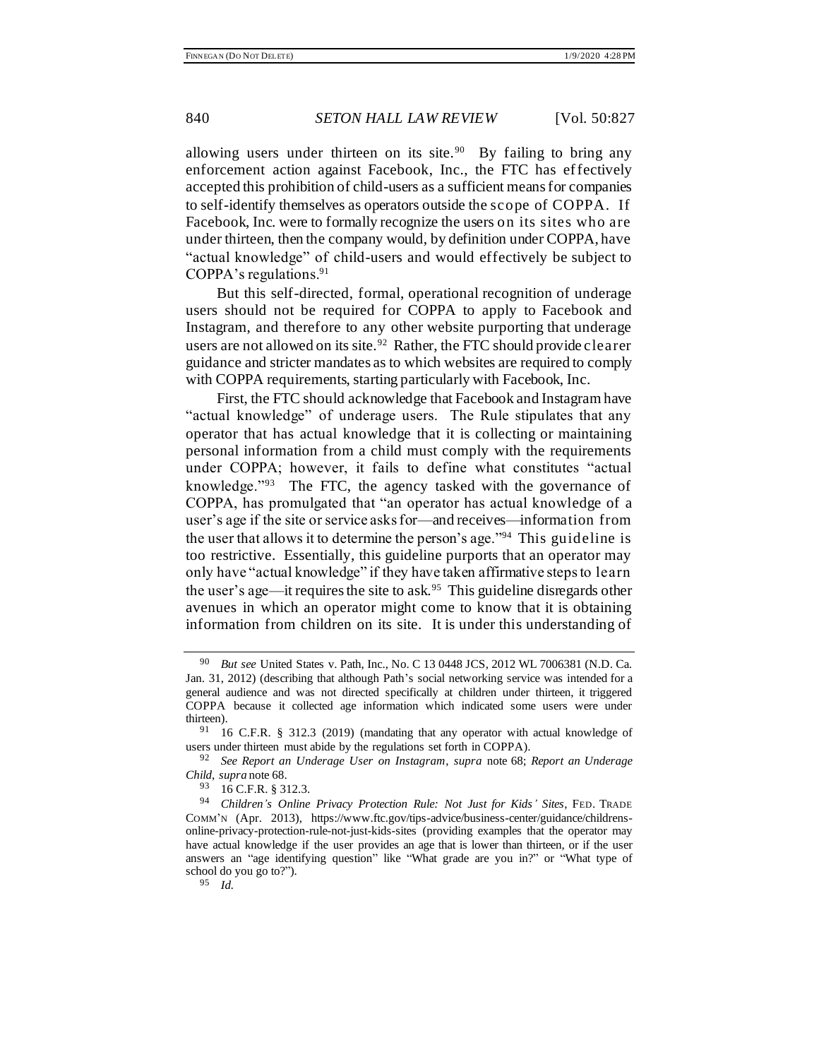allowing users under thirteen on its site.[90] By failing to bring any enforcement action against Facebook, Inc., the FTC has effectively accepted this prohibition of child-users as a sufficient means for companies to self-identify themselves as operators outside the scope of COPPA. If Facebook, Inc. were to formally recognize the users on its sites who are under thirteen, then the company would, by definition under COPPA, have "actual knowledge" of child-users and would effectively be subject to COPPA's regulations.[91]

But this self-directed, formal, operational recognition of underage users should not be required for COPPA to apply to Facebook and Instagram, and therefore to any other website purporting that underage users are not allowed on its site.[92] Rather, the FTC should provide clearer guidance and stricter mandates as to which websites are required to comply with COPPA requirements, starting particularly with Facebook, Inc.

First, the FTC should acknowledge that Facebook and Instagram have "actual knowledge" of underage users. The Rule stipulates that any operator that has actual knowledge that it is collecting or maintaining personal information from a child must comply with the requirements under COPPA; however, it fails to define what constitutes "actual knowledge."[93] The FTC, the agency tasked with the governance of COPPA, has promulgated that "an operator has actual knowledge of a user's age if the site or service asks for—and receives—information from the user that allows it to determine the person's age."[94] This guideline is too restrictive. Essentially, this guideline purports that an operator may only have "actual knowledge" if they have taken affirmative steps to learn the user's age—it requires the site to ask.[95] This guideline disregards other avenues in which an operator might come to know that it is obtaining information from children on its site. It is under this understanding of

---

[90] *But see* United States v. Path, Inc., No. C 13 0448 JCS, 2012 WL 7006381 (N.D. Ca. Jan. 31, 2012) (describing that although Path's social networking service was intended for a general audience and was not directed specifically at children under thirteen, it triggered COPPA because it collected age information which indicated some users were under thirteen).

[91] 16 C.F.R. § 312.3 (2019) (mandating that any operator with actual knowledge of users under thirteen must abide by the regulations set forth in COPPA).

[92] *See Report an Underage User on Instagram*, *supra* note 68; *Report an Underage Child*, *supra* note 68.

[93] 16 C.F.R. § 312.3.

[94] *Children's Online Privacy Protection Rule: Not Just for Kids' Sites*, FED. TRADE COMM'N (Apr. 2013), https://www.ftc.gov/tips-advice/business-center/guidance/childrens-online-privacy-protection-rule-not-just-kids-sites (providing examples that the operator may have actual knowledge if the user provides an age that is lower than thirteen, or if the user answers an "age identifying question" like "What grade are you in?" or "What type of school do you go to?").

[95] *Id.*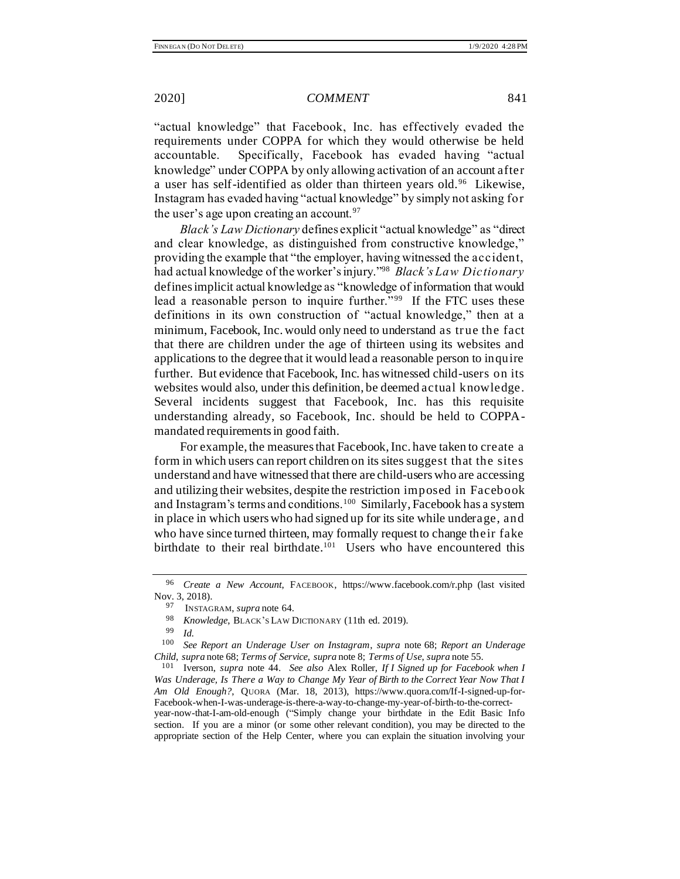"actual knowledge" that Facebook, Inc. has effectively evaded the requirements under COPPA for which they would otherwise be held accountable. Specifically, Facebook has evaded having "actual knowledge" under COPPA by only allowing activation of an account after a user has self-identified as older than thirteen years old.[96] Likewise, Instagram has evaded having "actual knowledge" by simply not asking for the user's age upon creating an account.[97]

*Black's Law Dictionary* defines explicit "actual knowledge" as "direct and clear knowledge, as distinguished from constructive knowledge," providing the example that "the employer, having witnessed the accident, had actual knowledge of the worker's injury."[98] *Black's Law Dictionary* defines implicit actual knowledge as "knowledge of information that would lead a reasonable person to inquire further."[99] If the FTC uses these definitions in its own construction of "actual knowledge," then at a minimum, Facebook, Inc. would only need to understand as true the fact that there are children under the age of thirteen using its websites and applications to the degree that it would lead a reasonable person to inquire further. But evidence that Facebook, Inc. has witnessed child-users on its websites would also, under this definition, be deemed actual knowledge. Several incidents suggest that Facebook, Inc. has this requisite understanding already, so Facebook, Inc. should be held to COPPA-mandated requirements in good faith.

For example, the measures that Facebook, Inc. have taken to create a form in which users can report children on its sites suggest that the sites understand and have witnessed that there are child-users who are accessing and utilizing their websites, despite the restriction imposed in Facebook and Instagram's terms and conditions.[100] Similarly, Facebook has a system in place in which users who had signed up for its site while underage, and who have since turned thirteen, may formally request to change their fake birthdate to their real birthdate.[101] Users who have encountered this

---

[96] *Create a New Account*, FACEBOOK, https://www.facebook.com/r.php (last visited Nov. 3, 2018).

[97] INSTAGRAM, *supra* note 64.

[98] *Knowledge*, BLACK'S LAW DICTIONARY (11th ed. 2019).

[99] *Id.*

[100] *See Report an Underage User on Instagram*, *supra* note 68; *Report an Underage Child*, *supra* note 68; *Terms of Service, supra* note 8; *Terms of Use*, *supra* note 55.

[101] Iverson, *supra* note 44. *See also* Alex Roller, *If I Signed up for Facebook when I Was Underage, Is There a Way to Change My Year of Birth to the Correct Year Now That I Am Old Enough?*, QUORA (Mar. 18, 2013), https://www.quora.com/If-I-signed-up-for-Facebook-when-I-was-underage-is-there-a-way-to-change-my-year-of-birth-to-the-correct-year-now-that-I-am-old-enough ("Simply change your birthdate in the Edit Basic Info section. If you are a minor (or some other relevant condition), you may be directed to the appropriate section of the Help Center, where you can explain the situation involving your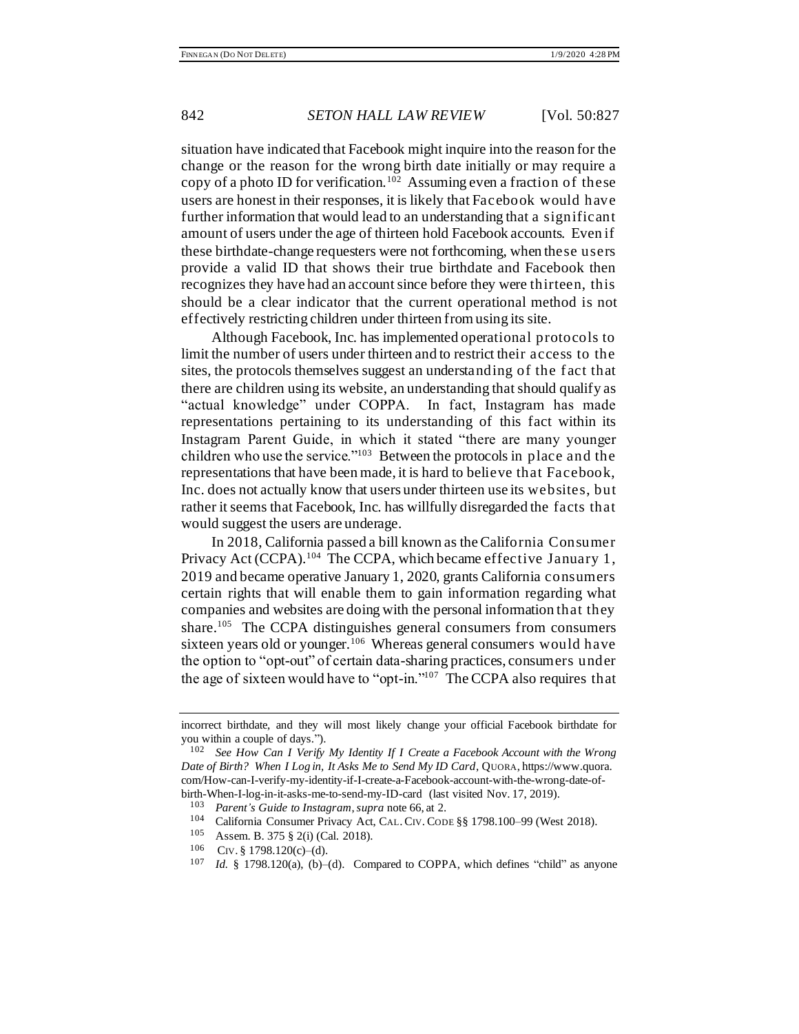situation have indicated that Facebook might inquire into the reason for the change or the reason for the wrong birth date initially or may require a copy of a photo ID for verification.[102] Assuming even a fraction of these users are honest in their responses, it is likely that Facebook would have further information that would lead to an understanding that a significant amount of users under the age of thirteen hold Facebook accounts. Even if these birthdate-change requesters were not forthcoming, when these users provide a valid ID that shows their true birthdate and Facebook then recognizes they have had an account since before they were thirteen, this should be a clear indicator that the current operational method is not effectively restricting children under thirteen from using its site.

Although Facebook, Inc. has implemented operational protocols to limit the number of users under thirteen and to restrict their access to the sites, the protocols themselves suggest an understanding of the fact that there are children using its website, an understanding that should qualify as "actual knowledge" under COPPA. In fact, Instagram has made representations pertaining to its understanding of this fact within its Instagram Parent Guide, in which it stated "there are many younger children who use the service."[103] Between the protocols in place and the representations that have been made, it is hard to believe that Facebook, Inc. does not actually know that users under thirteen use its websites, but rather it seems that Facebook, Inc. has willfully disregarded the facts that would suggest the users are underage.

In 2018, California passed a bill known as the California Consumer Privacy Act (CCPA).[104] The CCPA, which became effective January 1, 2019 and became operative January 1, 2020, grants California consumers certain rights that will enable them to gain information regarding what companies and websites are doing with the personal information that they share.[105] The CCPA distinguishes general consumers from consumers sixteen years old or younger.[106] Whereas general consumers would have the option to "opt-out" of certain data-sharing practices, consumers under the age of sixteen would have to "opt-in."[107] The CCPA also requires that

---

incorrect birthdate, and they will most likely change your official Facebook birthdate for you within a couple of days.").

[102] *See How Can I Verify My Identity If I Create a Facebook Account with the Wrong Date of Birth? When I Log in, It Asks Me to Send My ID Card*, QUORA, https://www.quora.com/How-can-I-verify-my-identity-if-I-create-a-Facebook-account-with-the-wrong-date-of-birth-When-I-log-in-it-asks-me-to-send-my-ID-card (last visited Nov. 17, 2019).

[103] *Parent's Guide to Instagram*, *supra* note 66, at 2.

[104] California Consumer Privacy Act, CAL. CIV. CODE §§ 1798.100–99 (West 2018).

[105] Assem. B. 375 § 2(i) (Cal. 2018).

[106] CIV. § 1798.120(c)–(d).

[107] *Id.* § 1798.120(a), (b)–(d). Compared to COPPA, which defines "child" as anyone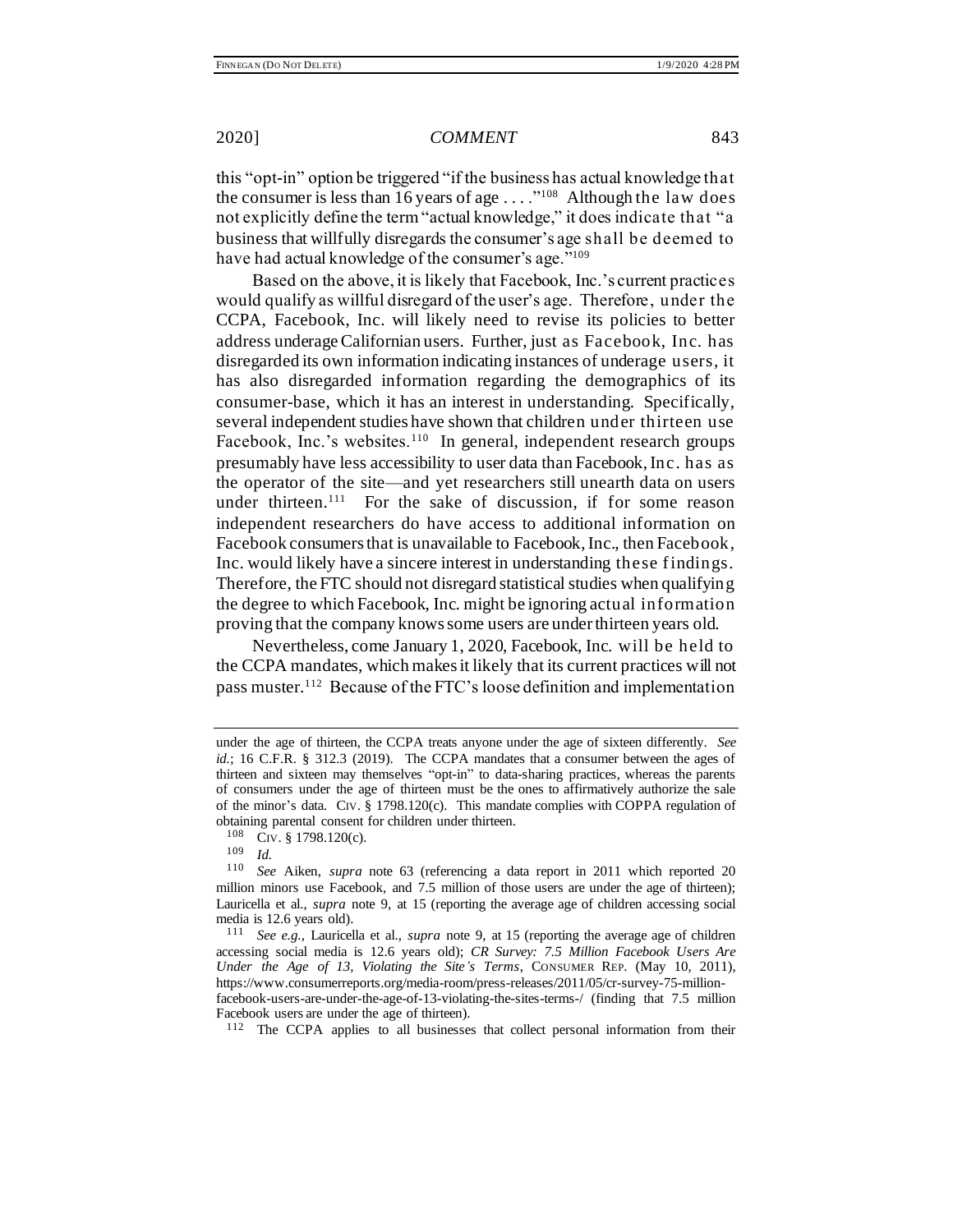this "opt-in" option be triggered "if the business has actual knowledge that the consumer is less than 16 years of age . . . ."[108] Although the law does not explicitly define the term "actual knowledge," it does indicate that "a business that willfully disregards the consumer's age shall be deemed to have had actual knowledge of the consumer's age."[109]

Based on the above, it is likely that Facebook, Inc.'s current practices would qualify as willful disregard of the user's age. Therefore, under the CCPA, Facebook, Inc. will likely need to revise its policies to better address underage Californian users. Further, just as Facebook, Inc. has disregarded its own information indicating instances of underage users, it has also disregarded information regarding the demographics of its consumer-base, which it has an interest in understanding. Specifically, several independent studies have shown that children under thirteen use Facebook, Inc.'s websites.[110] In general, independent research groups presumably have less accessibility to user data than Facebook, Inc. has as the operator of the site—and yet researchers still unearth data on users under thirteen.[111] For the sake of discussion, if for some reason independent researchers do have access to additional information on Facebook consumers that is unavailable to Facebook, Inc., then Facebook, Inc. would likely have a sincere interest in understanding these findings. Therefore, the FTC should not disregard statistical studies when qualifying the degree to which Facebook, Inc. might be ignoring actual information proving that the company knows some users are under thirteen years old.

Nevertheless, come January 1, 2020, Facebook, Inc. will be held to the CCPA mandates, which makes it likely that its current practices will not pass muster.[112] Because of the FTC's loose definition and implementation

---

under the age of thirteen, the CCPA treats anyone under the age of sixteen differently. *See id.*; 16 C.F.R. § 312.3 (2019). The CCPA mandates that a consumer between the ages of thirteen and sixteen may themselves "opt-in" to data-sharing practices, whereas the parents of consumers under the age of thirteen must be the ones to affirmatively authorize the sale of the minor's data. CIV. § 1798.120(c). This mandate complies with COPPA regulation of obtaining parental consent for children under thirteen.

[108] CIV. § 1798.120(c).

[109] *Id.*

[110] *See* Aiken, *supra* note 63 (referencing a data report in 2011 which reported 20 million minors use Facebook, and 7.5 million of those users are under the age of thirteen); Lauricella et al., *supra* note 9, at 15 (reporting the average age of children accessing social media is 12.6 years old).

[111] *See e.g.*, Lauricella et al., *supra* note 9, at 15 (reporting the average age of children accessing social media is 12.6 years old); *CR Survey: 7.5 Million Facebook Users Are Under the Age of 13, Violating the Site's Terms*, CONSUMER REP. (May 10, 2011), https://www.consumerreports.org/media-room/press-releases/2011/05/cr-survey-75-million-facebook-users-are-under-the-age-of-13-violating-the-sites-terms-/ (finding that 7.5 million Facebook users are under the age of thirteen).

[112] The CCPA applies to all businesses that collect personal information from their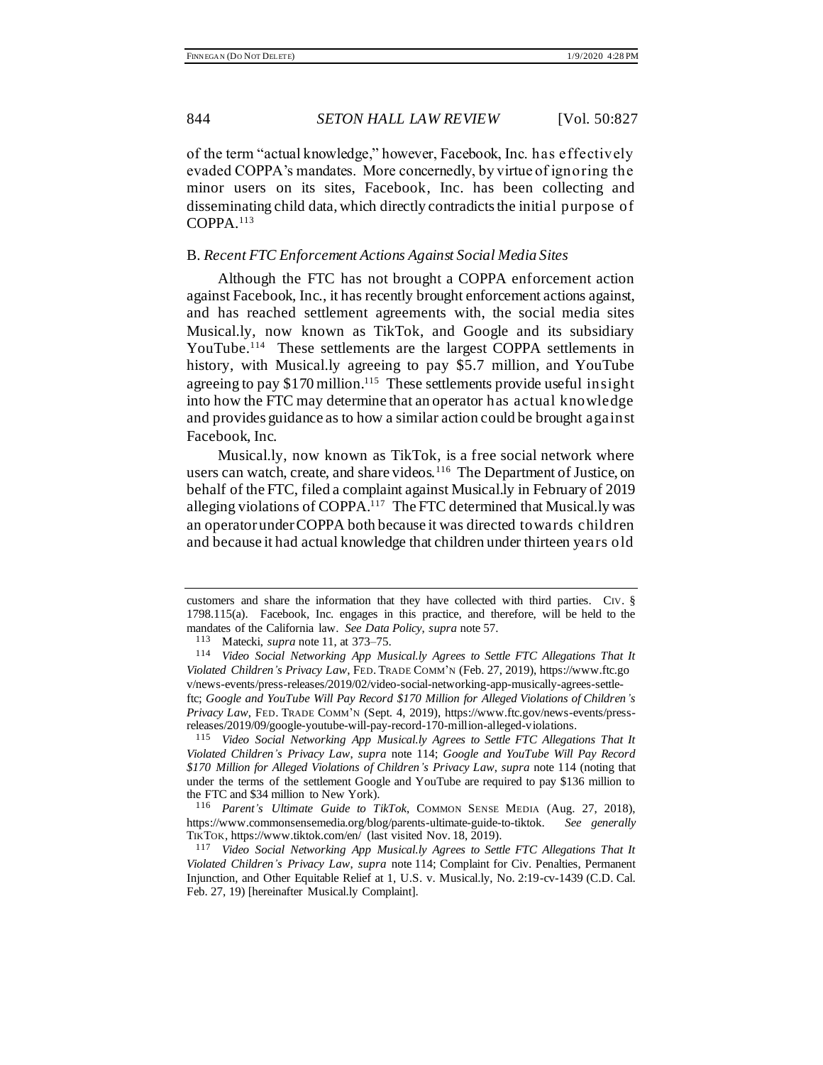of the term "actual knowledge," however, Facebook, Inc. has effectively evaded COPPA's mandates. More concernedly, by virtue of ignoring the minor users on its sites, Facebook, Inc. has been collecting and disseminating child data, which directly contradicts the initial purpose of COPPA.[113]

## B. *Recent FTC Enforcement Actions Against Social Media Sites*

Although the FTC has not brought a COPPA enforcement action against Facebook, Inc., it has recently brought enforcement actions against, and has reached settlement agreements with, the social media sites Musical.ly, now known as TikTok, and Google and its subsidiary YouTube.[114] These settlements are the largest COPPA settlements in history, with Musical.ly agreeing to pay $5.7 million, and YouTube agreeing to pay $170 million.[115] These settlements provide useful insight into how the FTC may determine that an operator has actual knowledge and provides guidance as to how a similar action could be brought against Facebook, Inc.

Musical.ly, now known as TikTok, is a free social network where users can watch, create, and share videos.[116] The Department of Justice, on behalf of the FTC, filed a complaint against Musical.ly in February of 2019 alleging violations of COPPA.[117] The FTC determined that Musical.ly was an operator under COPPA both because it was directed towards children and because it had actual knowledge that children under thirteen years old

---

customers and share the information that they have collected with third parties. CIV. § 1798.115(a). Facebook, Inc. engages in this practice, and therefore, will be held to the mandates of the California law. *See Data Policy*, *supra* note 57.

113 Matecki, *supra* note 11, at 373–75.

114 *Video Social Networking App Musical.ly Agrees to Settle FTC Allegations That It Violated Children's Privacy Law*, FED. TRADE COMM'N (Feb. 27, 2019), https://www.ftc.gov/news-events/press-releases/2019/02/video-social-networking-app-musically-agrees-settle-ftc; *Google and YouTube Will Pay Record $170 Million for Alleged Violations of Children's Privacy Law*, FED. TRADE COMM'N (Sept. 4, 2019), https://www.ftc.gov/news-events/press-releases/2019/09/google-youtube-will-pay-record-170-million-alleged-violations.

115 *Video Social Networking App Musical.ly Agrees to Settle FTC Allegations That It Violated Children's Privacy Law*, *supra* note 114; *Google and YouTube Will Pay Record $170 Million for Alleged Violations of Children's Privacy Law*, *supra* note 114 (noting that under the terms of the settlement Google and YouTube are required to pay $136 million to the FTC and $34 million to New York).

116 *Parent's Ultimate Guide to TikTok*, COMMON SENSE MEDIA (Aug. 27, 2018), https://www.commonsensemedia.org/blog/parents-ultimate-guide-to-tiktok. *See generally* TIKTOK, https://www.tiktok.com/en/ (last visited Nov. 18, 2019).

117 *Video Social Networking App Musical.ly Agrees to Settle FTC Allegations That It Violated Children's Privacy Law*, *supra* note 114; Complaint for Civ. Penalties, Permanent Injunction, and Other Equitable Relief at 1, U.S. v. Musical.ly, No. 2:19-cv-1439 (C.D. Cal. Feb. 27, 19) [hereinafter Musical.ly Complaint].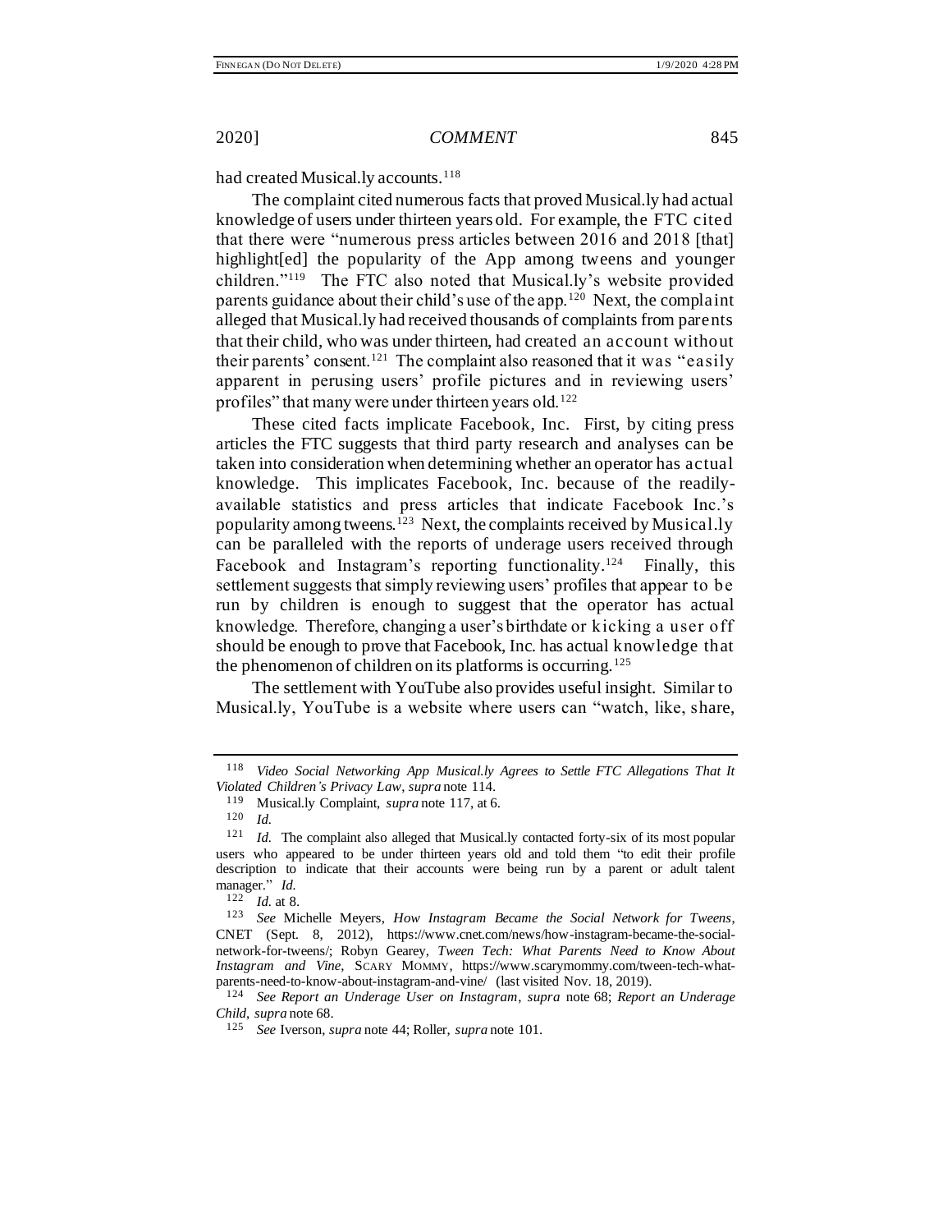had created Musical.ly accounts.[118]

The complaint cited numerous facts that proved Musical.ly had actual knowledge of users under thirteen years old. For example, the FTC cited that there were "numerous press articles between 2016 and 2018 [that] highlight[ed] the popularity of the App among tweens and younger children."[119] The FTC also noted that Musical.ly's website provided parents guidance about their child's use of the app.[120] Next, the complaint alleged that Musical.ly had received thousands of complaints from parents that their child, who was under thirteen, had created an account without their parents' consent.[121] The complaint also reasoned that it was "easily apparent in perusing users' profile pictures and in reviewing users' profiles" that many were under thirteen years old.[122]

These cited facts implicate Facebook, Inc. First, by citing press articles the FTC suggests that third party research and analyses can be taken into consideration when determining whether an operator has actual knowledge. This implicates Facebook, Inc. because of the readily-available statistics and press articles that indicate Facebook Inc.'s popularity among tweens.[123] Next, the complaints received by Musical.ly can be paralleled with the reports of underage users received through Facebook and Instagram's reporting functionality.[124] Finally, this settlement suggests that simply reviewing users' profiles that appear to be run by children is enough to suggest that the operator has actual knowledge. Therefore, changing a user's birthdate or kicking a user off should be enough to prove that Facebook, Inc. has actual knowledge that the phenomenon of children on its platforms is occurring.[125]

The settlement with YouTube also provides useful insight. Similar to Musical.ly, YouTube is a website where users can "watch, like, share,

---

[118] *Video Social Networking App Musical.ly Agrees to Settle FTC Allegations That It Violated Children's Privacy Law*, *supra* note 114.

[119] Musical.ly Complaint, *supra* note 117, at 6.

[120] *Id.*

[121] *Id.* The complaint also alleged that Musical.ly contacted forty-six of its most popular users who appeared to be under thirteen years old and told them "to edit their profile description to indicate that their accounts were being run by a parent or adult talent manager." *Id.*

[122] *Id.* at 8.

[123] *See* Michelle Meyers, *How Instagram Became the Social Network for Tweens*, CNET (Sept. 8, 2012), https://www.cnet.com/news/how-instagram-became-the-social-network-for-tweens/; Robyn Gearey, *Tween Tech: What Parents Need to Know About Instagram and Vine*, SCARY MOMMY, https://www.scarymommy.com/tween-tech-what-parents-need-to-know-about-instagram-and-vine/ (last visited Nov. 18, 2019).

[124] *See Report an Underage User on Instagram*, *supra* note 68; *Report an Underage Child*, *supra* note 68.

[125] *See* Iverson, *supra* note 44; Roller, *supra* note 101.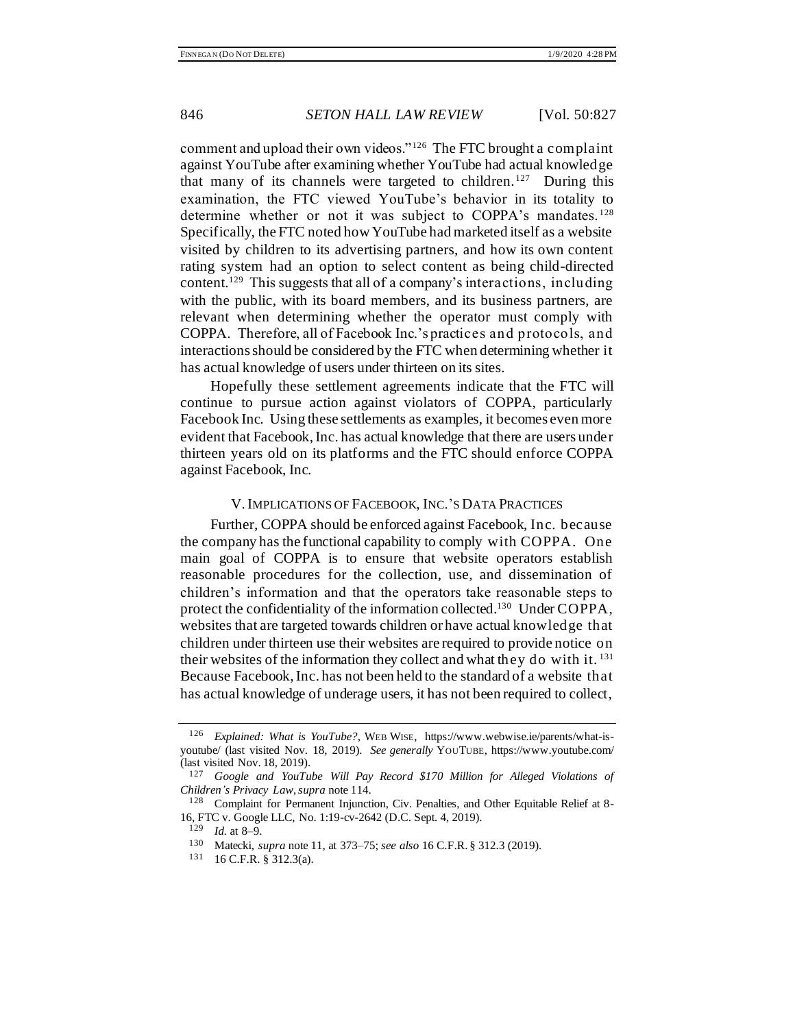comment and upload their own videos."[126] The FTC brought a complaint against YouTube after examining whether YouTube had actual knowledge that many of its channels were targeted to children.[127] During this examination, the FTC viewed YouTube's behavior in its totality to determine whether or not it was subject to COPPA's mandates.[128] Specifically, the FTC noted how YouTube had marketed itself as a website visited by children to its advertising partners, and how its own content rating system had an option to select content as being child-directed content.[129] This suggests that all of a company's interactions, including with the public, with its board members, and its business partners, are relevant when determining whether the operator must comply with COPPA. Therefore, all of Facebook Inc.'s practices and protocols, and interactions should be considered by the FTC when determining whether it has actual knowledge of users under thirteen on its sites.

Hopefully these settlement agreements indicate that the FTC will continue to pursue action against violators of COPPA, particularly Facebook Inc. Using these settlements as examples, it becomes even more evident that Facebook, Inc. has actual knowledge that there are users under thirteen years old on its platforms and the FTC should enforce COPPA against Facebook, Inc.

## V. IMPLICATIONS OF FACEBOOK, INC.'S DATA PRACTICES

Further, COPPA should be enforced against Facebook, Inc. because the company has the functional capability to comply with COPPA. One main goal of COPPA is to ensure that website operators establish reasonable procedures for the collection, use, and dissemination of children's information and that the operators take reasonable steps to protect the confidentiality of the information collected.[130] Under COPPA, websites that are targeted towards children or have actual knowledge that children under thirteen use their websites are required to provide notice on their websites of the information they collect and what they do with it.[131] Because Facebook, Inc. has not been held to the standard of a website that has actual knowledge of underage users, it has not been required to collect,

---

[126] *Explained: What is YouTube?*, WEB WISE, https://www.webwise.ie/parents/what-is-youtube/ (last visited Nov. 18, 2019). *See generally* YOUTUBE, https://www.youtube.com/ (last visited Nov. 18, 2019).

[127] *Google and YouTube Will Pay Record $170 Million for Alleged Violations of Children's Privacy Law*, *supra* note 114.

[128] Complaint for Permanent Injunction, Civ. Penalties, and Other Equitable Relief at 8-16, FTC v. Google LLC, No. 1:19-cv-2642 (D.C. Sept. 4, 2019).

[129] *Id.* at 8–9.

[130] Matecki, *supra* note 11, at 373–75; *see also* 16 C.F.R. § 312.3 (2019).

[131] 16 C.F.R. § 312.3(a).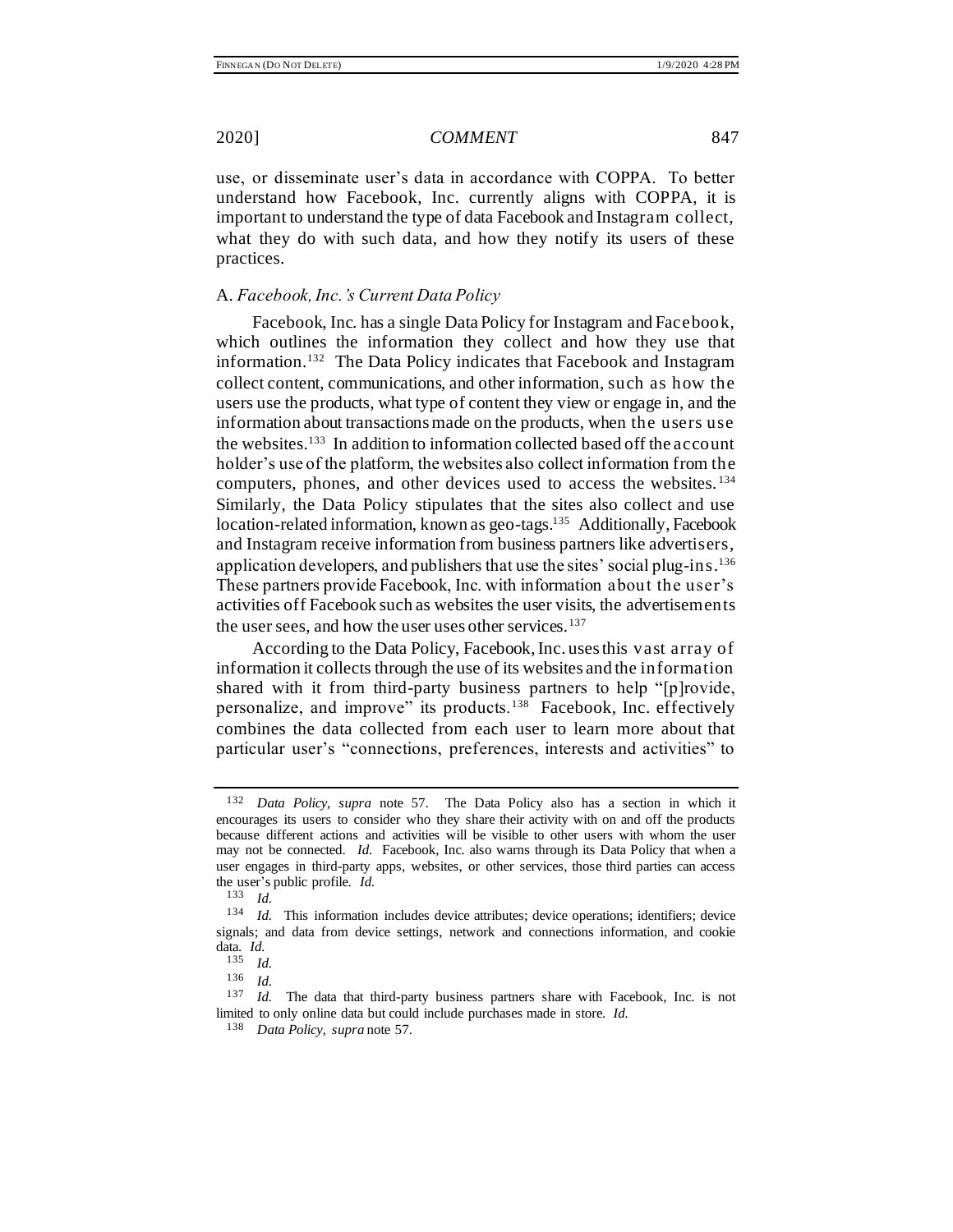use, or disseminate user's data in accordance with COPPA. To better understand how Facebook, Inc. currently aligns with COPPA, it is important to understand the type of data Facebook and Instagram collect, what they do with such data, and how they notify its users of these practices.

### A. *Facebook, Inc.'s Current Data Policy*

Facebook, Inc. has a single Data Policy for Instagram and Facebook, which outlines the information they collect and how they use that information.[132] The Data Policy indicates that Facebook and Instagram collect content, communications, and other information, such as how the users use the products, what type of content they view or engage in, and the information about transactions made on the products, when the users use the websites.[133] In addition to information collected based off the account holder's use of the platform, the websites also collect information from the computers, phones, and other devices used to access the websites.[134] Similarly, the Data Policy stipulates that the sites also collect and use location-related information, known as geo-tags.[135] Additionally, Facebook and Instagram receive information from business partners like advertisers, application developers, and publishers that use the sites' social plug-ins.[136] These partners provide Facebook, Inc. with information about the user's activities off Facebook such as websites the user visits, the advertisements the user sees, and how the user uses other services.[137]

According to the Data Policy, Facebook, Inc. uses this vast array of information it collects through the use of its websites and the information shared with it from third-party business partners to help "[p]rovide, personalize, and improve" its products.[138] Facebook, Inc. effectively combines the data collected from each user to learn more about that particular user's "connections, preferences, interests and activities" to

---

[132] *Data Policy*, *supra* note 57. The Data Policy also has a section in which it encourages its users to consider who they share their activity with on and off the products because different actions and activities will be visible to other users with whom the user may not be connected. *Id.* Facebook, Inc. also warns through its Data Policy that when a user engages in third-party apps, websites, or other services, those third parties can access the user's public profile. *Id.*

[133] *Id.*

[134] *Id.* This information includes device attributes; device operations; identifiers; device signals; and data from device settings, network and connections information, and cookie data. *Id.*

[135] *Id.*

[136] *Id.*

[137] *Id.* The data that third-party business partners share with Facebook, Inc. is not limited to only online data but could include purchases made in store. *Id.*

[138] *Data Policy*, *supra* note 57.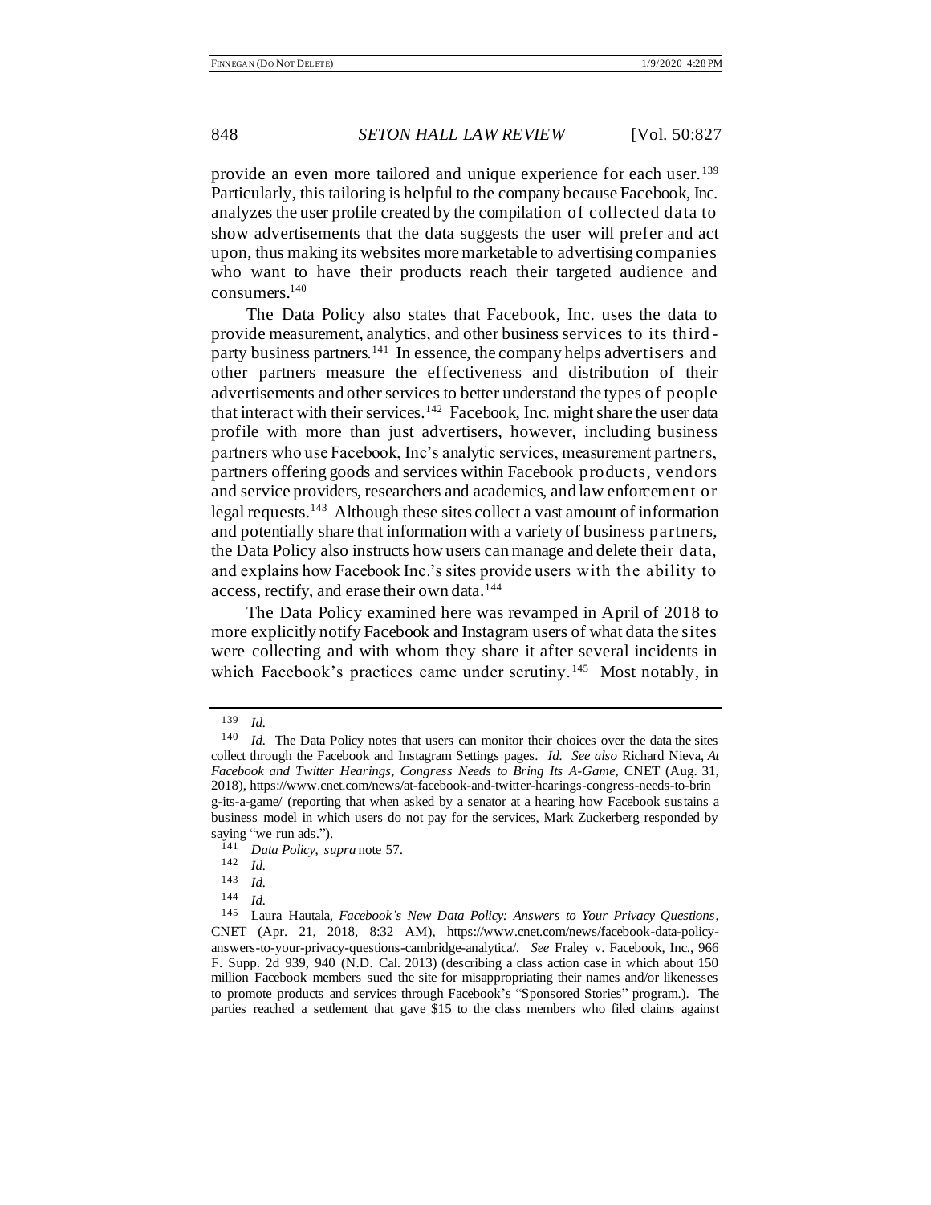provide an even more tailored and unique experience for each user.[139] Particularly, this tailoring is helpful to the company because Facebook, Inc. analyzes the user profile created by the compilation of collected data to show advertisements that the data suggests the user will prefer and act upon, thus making its websites more marketable to advertising companies who want to have their products reach their targeted audience and consumers.[140]

The Data Policy also states that Facebook, Inc. uses the data to provide measurement, analytics, and other business services to its third-party business partners.[141] In essence, the company helps advertisers and other partners measure the effectiveness and distribution of their advertisements and other services to better understand the types of people that interact with their services.[142] Facebook, Inc. might share the user data profile with more than just advertisers, however, including business partners who use Facebook, Inc's analytic services, measurement partners, partners offering goods and services within Facebook products, vendors and service providers, researchers and academics, and law enforcement or legal requests.[143] Although these sites collect a vast amount of information and potentially share that information with a variety of business partners, the Data Policy also instructs how users can manage and delete their data, and explains how Facebook Inc.'s sites provide users with the ability to access, rectify, and erase their own data.[144]

The Data Policy examined here was revamped in April of 2018 to more explicitly notify Facebook and Instagram users of what data the sites were collecting and with whom they share it after several incidents in which Facebook's practices came under scrutiny.[145] Most notably, in

---

[139] *Id.*

[140] *Id.* The Data Policy notes that users can monitor their choices over the data the sites collect through the Facebook and Instagram Settings pages. *Id. See also* Richard Nieva, *At Facebook and Twitter Hearings, Congress Needs to Bring Its A-Game*, CNET (Aug. 31, 2018), https://www.cnet.com/news/at-facebook-and-twitter-hearings-congress-needs-to-bring-its-a-game/ (reporting that when asked by a senator at a hearing how Facebook sustains a business model in which users do not pay for the services, Mark Zuckerberg responded by saying "we run ads.").

[141] *Data Policy*, *supra* note 57.

[142] *Id.*

[143] *Id.*

[144] *Id.*

[145] Laura Hautala, *Facebook's New Data Policy: Answers to Your Privacy Questions*, CNET (Apr. 21, 2018, 8:32 AM), https://www.cnet.com/news/facebook-data-policy-answers-to-your-privacy-questions-cambridge-analytica/. *See* Fraley v. Facebook, Inc., 966 F. Supp. 2d 939, 940 (N.D. Cal. 2013) (describing a class action case in which about 150 million Facebook members sued the site for misappropriating their names and/or likenesses to promote products and services through Facebook's "Sponsored Stories" program.). The parties reached a settlement that gave $15 to the class members who filed claims against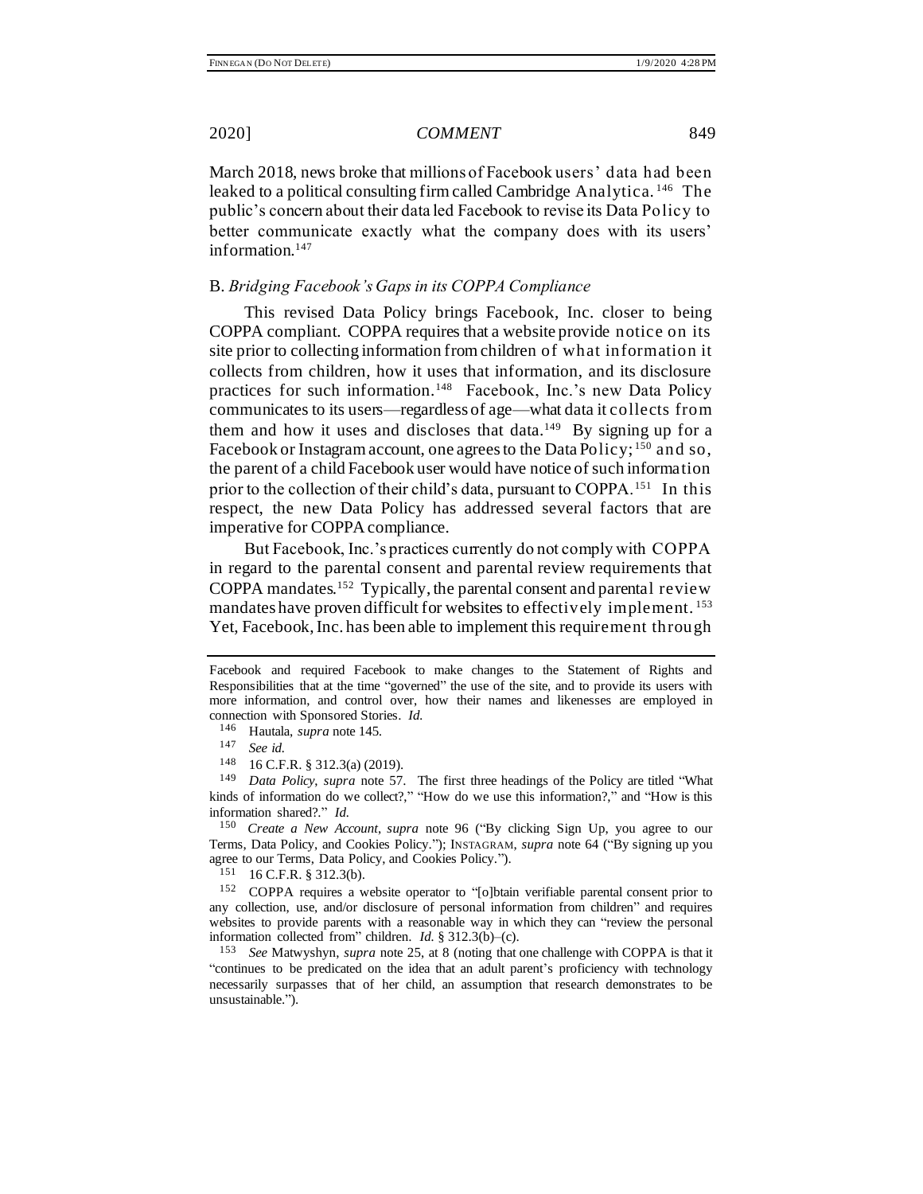March 2018, news broke that millions of Facebook users' data had been leaked to a political consulting firm called Cambridge Analytica.[146] The public's concern about their data led Facebook to revise its Data Policy to better communicate exactly what the company does with its users' information.[147]

### B. *Bridging Facebook's Gaps in its COPPA Compliance*

This revised Data Policy brings Facebook, Inc. closer to being COPPA compliant. COPPA requires that a website provide notice on its site prior to collecting information from children of what information it collects from children, how it uses that information, and its disclosure practices for such information.[148] Facebook, Inc.'s new Data Policy communicates to its users—regardless of age—what data it collects from them and how it uses and discloses that data.[149] By signing up for a Facebook or Instagram account, one agrees to the Data Policy;[150] and so, the parent of a child Facebook user would have notice of such information prior to the collection of their child's data, pursuant to COPPA.[151] In this respect, the new Data Policy has addressed several factors that are imperative for COPPA compliance.

But Facebook, Inc.'s practices currently do not comply with COPPA in regard to the parental consent and parental review requirements that COPPA mandates.[152] Typically, the parental consent and parental review mandates have proven difficult for websites to effectively implement.[153] Yet, Facebook, Inc. has been able to implement this requirement through

---

Facebook and required Facebook to make changes to the Statement of Rights and Responsibilities that at the time "governed" the use of the site, and to provide its users with more information, and control over, how their names and likenesses are employed in connection with Sponsored Stories. *Id.*

[146] Hautala, *supra* note 145.

[147] *See id.*

[148] 16 C.F.R. § 312.3(a) (2019).

[149] *Data Policy*, *supra* note 57. The first three headings of the Policy are titled "What kinds of information do we collect?," "How do we use this information?," and "How is this information shared?." *Id.*

[150] *Create a New Account*, *supra* note 96 ("By clicking Sign Up, you agree to our Terms, Data Policy, and Cookies Policy."); INSTAGRAM, *supra* note 64 ("By signing up you agree to our Terms, Data Policy, and Cookies Policy.").

[151] 16 C.F.R. § 312.3(b).

[152] COPPA requires a website operator to "[o]btain verifiable parental consent prior to any collection, use, and/or disclosure of personal information from children" and requires websites to provide parents with a reasonable way in which they can "review the personal information collected from" children. *Id.* § 312.3(b)–(c).

[153] *See* Matwyshyn, *supra* note 25, at 8 (noting that one challenge with COPPA is that it "continues to be predicated on the idea that an adult parent's proficiency with technology necessarily surpasses that of her child, an assumption that research demonstrates to be unsustainable.").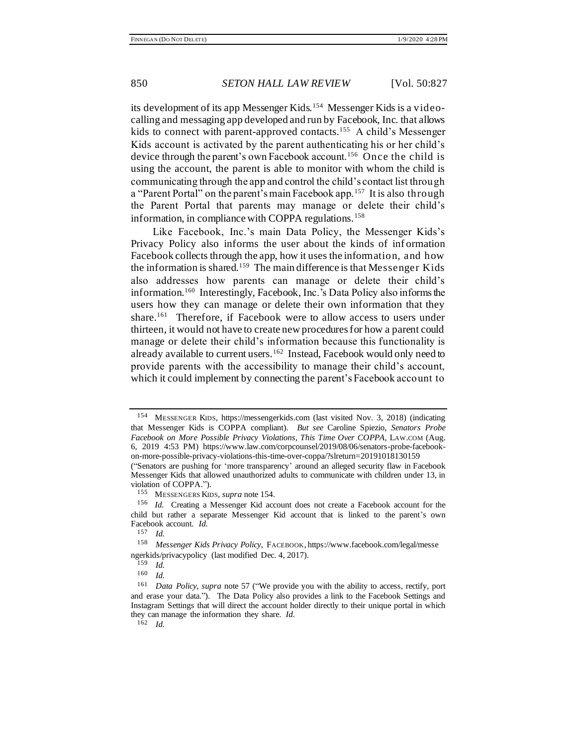its development of its app Messenger Kids.[154] Messenger Kids is a video-calling and messaging app developed and run by Facebook, Inc. that allows kids to connect with parent-approved contacts.[155] A child's Messenger Kids account is activated by the parent authenticating his or her child's device through the parent's own Facebook account.[156] Once the child is using the account, the parent is able to monitor with whom the child is communicating through the app and control the child's contact list through a "Parent Portal" on the parent's main Facebook app.[157] It is also through the Parent Portal that parents may manage or delete their child's information, in compliance with COPPA regulations.[158]

Like Facebook, Inc.'s main Data Policy, the Messenger Kids's Privacy Policy also informs the user about the kinds of information Facebook collects through the app, how it uses the information, and how the information is shared.[159] The main difference is that Messenger Kids also addresses how parents can manage or delete their child's information.[160] Interestingly, Facebook, Inc.'s Data Policy also informs the users how they can manage or delete their own information that they share.[161] Therefore, if Facebook were to allow access to users under thirteen, it would not have to create new procedures for how a parent could manage or delete their child's information because this functionality is already available to current users.[162] Instead, Facebook would only need to provide parents with the accessibility to manage their child's account, which it could implement by connecting the parent's Facebook account to

---

[154] MESSENGER KIDS, https://messengerkids.com (last visited Nov. 3, 2018) (indicating that Messenger Kids is COPPA compliant). *But see* Caroline Spiezio, *Senators Probe Facebook on More Possible Privacy Violations, This Time Over COPPA*, LAW.COM (Aug. 6, 2019 4:53 PM) https://www.law.com/corpcounsel/2019/08/06/senators-probe-facebook-on-more-possible-privacy-violations-this-time-over-coppa/?slreturn=20191018130159 ("Senators are pushing for 'more transparency' around an alleged security flaw in Facebook Messenger Kids that allowed unauthorized adults to communicate with children under 13, in violation of COPPA.").

[155] MESSENGERS KIDS, *supra* note 154.

[156] *Id.* Creating a Messenger Kid account does not create a Facebook account for the child but rather a separate Messenger Kid account that is linked to the parent's own Facebook account. *Id.*

[157] *Id.*

[158] *Messenger Kids Privacy Policy*, FACEBOOK, https://www.facebook.com/legal/messengerkids/privacypolicy (last modified Dec. 4, 2017).

[159] *Id.*

[160] *Id.*

[161] *Data Policy*, *supra* note 57 ("We provide you with the ability to access, rectify, port and erase your data."). The Data Policy also provides a link to the Facebook Settings and Instagram Settings that will direct the account holder directly to their unique portal in which they can manage the information they share. *Id.*

[162] *Id.*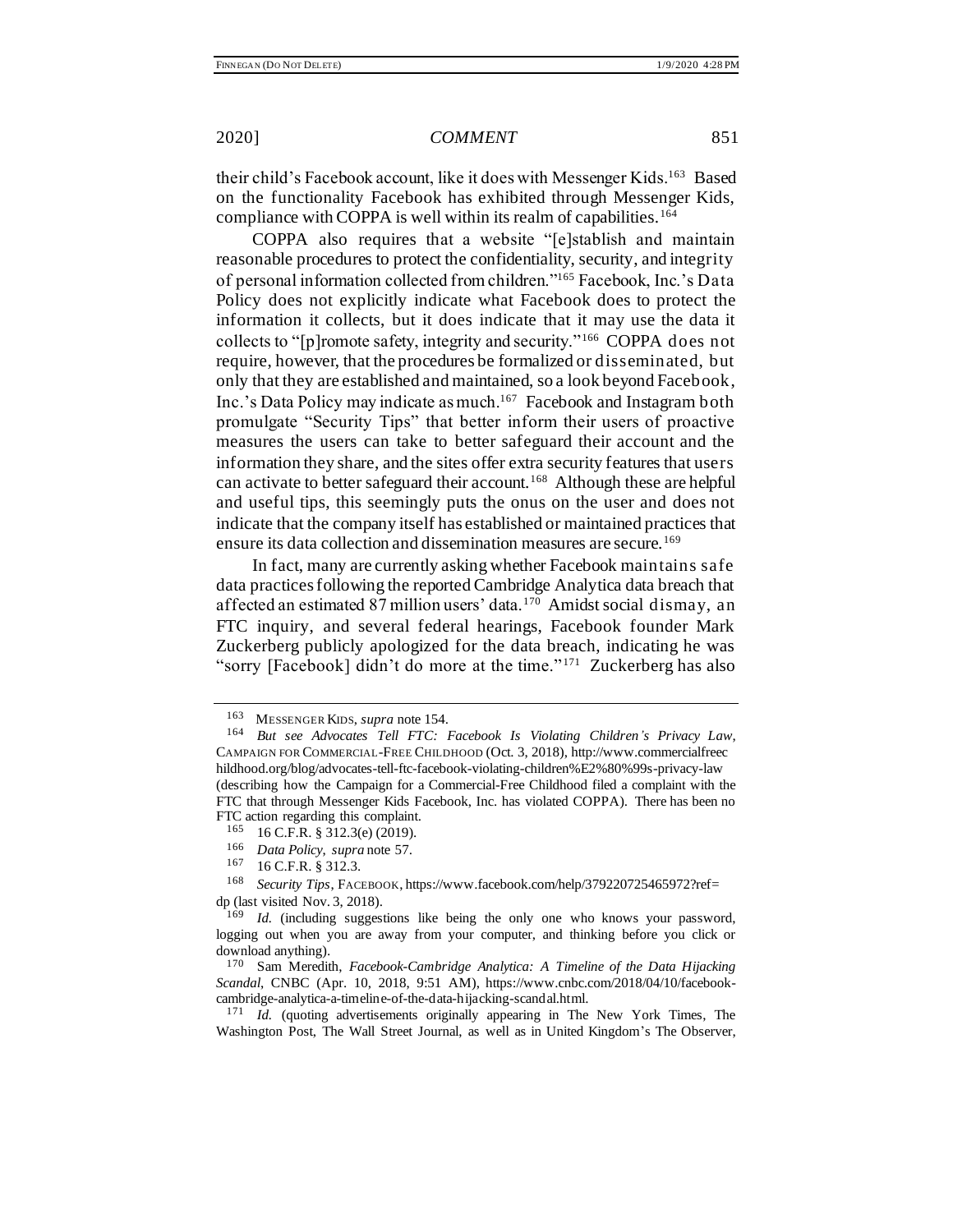their child's Facebook account, like it does with Messenger Kids.[163] Based on the functionality Facebook has exhibited through Messenger Kids, compliance with COPPA is well within its realm of capabilities.[164]

COPPA also requires that a website "[e]stablish and maintain reasonable procedures to protect the confidentiality, security, and integrity of personal information collected from children."[165] Facebook, Inc.'s Data Policy does not explicitly indicate what Facebook does to protect the information it collects, but it does indicate that it may use the data it collects to "[p]romote safety, integrity and security."[166] COPPA does not require, however, that the procedures be formalized or disseminated, but only that they are established and maintained, so a look beyond Facebook, Inc.'s Data Policy may indicate as much.[167] Facebook and Instagram both promulgate "Security Tips" that better inform their users of proactive measures the users can take to better safeguard their account and the information they share, and the sites offer extra security features that users can activate to better safeguard their account.[168] Although these are helpful and useful tips, this seemingly puts the onus on the user and does not indicate that the company itself has established or maintained practices that ensure its data collection and dissemination measures are secure.[169]

In fact, many are currently asking whether Facebook maintains safe data practices following the reported Cambridge Analytica data breach that affected an estimated 87 million users' data.[170] Amidst social dismay, an FTC inquiry, and several federal hearings, Facebook founder Mark Zuckerberg publicly apologized for the data breach, indicating he was "sorry [Facebook] didn't do more at the time."[171] Zuckerberg has also

---

[163] MESSENGER KIDS, *supra* note 154.

[164] *But see Advocates Tell FTC: Facebook Is Violating Children's Privacy Law*, CAMPAIGN FOR COMMERCIAL-FREE CHILDHOOD (Oct. 3, 2018), http://www.commercialfreechildhood.org/blog/advocates-tell-ftc-facebook-violating-children%E2%80%99s-privacy-law (describing how the Campaign for a Commercial-Free Childhood filed a complaint with the FTC that through Messenger Kids Facebook, Inc. has violated COPPA). There has been no FTC action regarding this complaint.

[165] 16 C.F.R. § 312.3(e) (2019).

[166] *Data Policy*, *supra* note 57.

[167] 16 C.F.R. § 312.3.

[168] *Security Tips*, FACEBOOK, https://www.facebook.com/help/379220725465972?ref=dp (last visited Nov. 3, 2018).

[169] *Id.* (including suggestions like being the only one who knows your password, logging out when you are away from your computer, and thinking before you click or download anything).

[170] Sam Meredith, *Facebook-Cambridge Analytica: A Timeline of the Data Hijacking Scandal*, CNBC (Apr. 10, 2018, 9:51 AM), https://www.cnbc.com/2018/04/10/facebook-cambridge-analytica-a-timeline-of-the-data-hijacking-scandal.html.

[171] *Id.* (quoting advertisements originally appearing in The New York Times, The Washington Post, The Wall Street Journal, as well as in United Kingdom's The Observer,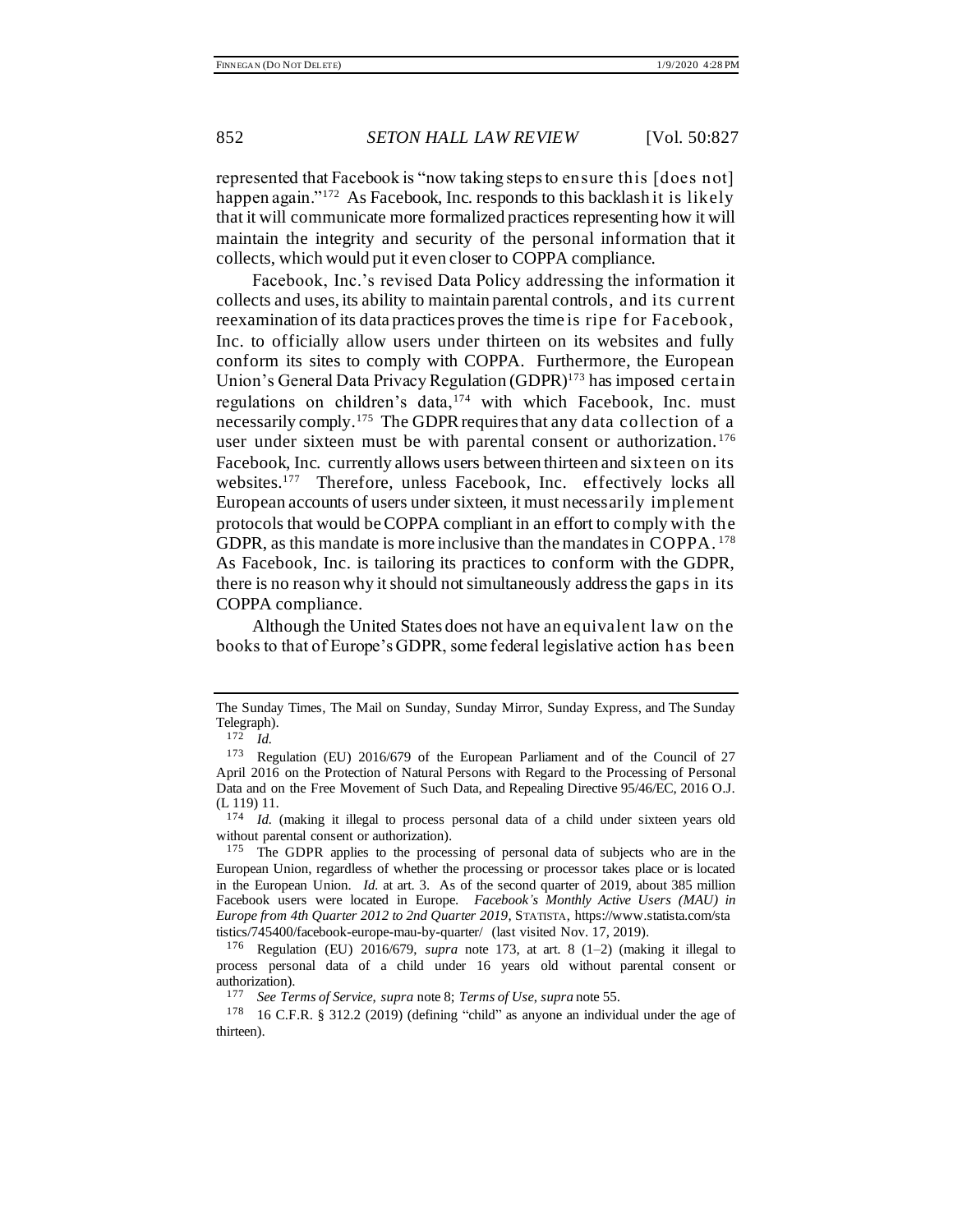represented that Facebook is "now taking steps to ensure this [does not] happen again."[172] As Facebook, Inc. responds to this backlash it is likely that it will communicate more formalized practices representing how it will maintain the integrity and security of the personal information that it collects, which would put it even closer to COPPA compliance.

Facebook, Inc.'s revised Data Policy addressing the information it collects and uses, its ability to maintain parental controls, and its current reexamination of its data practices proves the time is ripe for Facebook, Inc. to officially allow users under thirteen on its websites and fully conform its sites to comply with COPPA. Furthermore, the European Union's General Data Privacy Regulation (GDPR)[173] has imposed certain regulations on children's data,[174] with which Facebook, Inc. must necessarily comply.[175] The GDPR requires that any data collection of a user under sixteen must be with parental consent or authorization.[176] Facebook, Inc. currently allows users between thirteen and sixteen on its websites.[177] Therefore, unless Facebook, Inc. effectively locks all European accounts of users under sixteen, it must necessarily implement protocols that would be COPPA compliant in an effort to comply with the GDPR, as this mandate is more inclusive than the mandates in COPPA.[178] As Facebook, Inc. is tailoring its practices to conform with the GDPR, there is no reason why it should not simultaneously address the gaps in its COPPA compliance.

Although the United States does not have an equivalent law on the books to that of Europe's GDPR, some federal legislative action has been

---

The Sunday Times, The Mail on Sunday, Sunday Mirror, Sunday Express, and The Sunday Telegraph).

[172] *Id.*

[173] Regulation (EU) 2016/679 of the European Parliament and of the Council of 27 April 2016 on the Protection of Natural Persons with Regard to the Processing of Personal Data and on the Free Movement of Such Data, and Repealing Directive 95/46/EC, 2016 O.J. (L 119) 11.

[174] *Id.* (making it illegal to process personal data of a child under sixteen years old without parental consent or authorization).

[175] The GDPR applies to the processing of personal data of subjects who are in the European Union, regardless of whether the processing or processor takes place or is located in the European Union. *Id.* at art. 3. As of the second quarter of 2019, about 385 million Facebook users were located in Europe. *Facebook's Monthly Active Users (MAU) in Europe from 4th Quarter 2012 to 2nd Quarter 2019*, STATISTA, https://www.statista.com/statistics/745400/facebook-europe-mau-by-quarter/ (last visited Nov. 17, 2019).

[176] Regulation (EU) 2016/679, *supra* note 173, at art. 8 (1–2) (making it illegal to process personal data of a child under 16 years old without parental consent or authorization).

[177] *See Terms of Service*, *supra* note 8; *Terms of Use*, *supra* note 55.

[178] 16 C.F.R. § 312.2 (2019) (defining "child" as anyone an individual under the age of thirteen).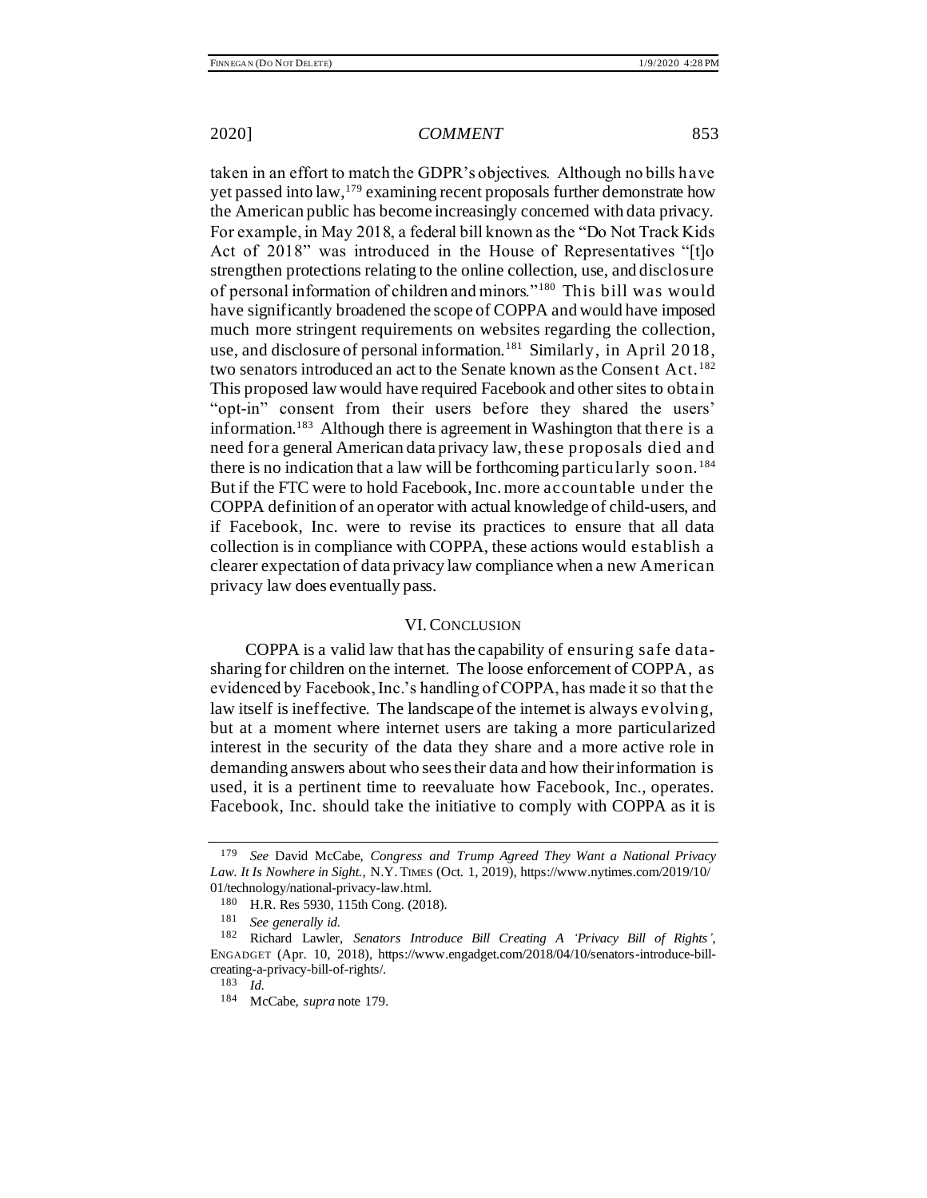taken in an effort to match the GDPR's objectives. Although no bills have yet passed into law,[179] examining recent proposals further demonstrate how the American public has become increasingly concerned with data privacy. For example, in May 2018, a federal bill known as the "Do Not Track Kids Act of 2018" was introduced in the House of Representatives "[t]o strengthen protections relating to the online collection, use, and disclosure of personal information of children and minors."[180] This bill was would have significantly broadened the scope of COPPA and would have imposed much more stringent requirements on websites regarding the collection, use, and disclosure of personal information.[181] Similarly, in April 2018, two senators introduced an act to the Senate known as the Consent Act.[182] This proposed law would have required Facebook and other sites to obtain "opt-in" consent from their users before they shared the users' information.[183] Although there is agreement in Washington that there is a need for a general American data privacy law, these proposals died and there is no indication that a law will be forthcoming particularly soon.[184] But if the FTC were to hold Facebook, Inc. more accountable under the COPPA definition of an operator with actual knowledge of child-users, and if Facebook, Inc. were to revise its practices to ensure that all data collection is in compliance with COPPA, these actions would establish a clearer expectation of data privacy law compliance when a new American privacy law does eventually pass.

## VI. CONCLUSION

COPPA is a valid law that has the capability of ensuring safe data-sharing for children on the internet. The loose enforcement of COPPA, as evidenced by Facebook, Inc.'s handling of COPPA, has made it so that the law itself is ineffective. The landscape of the internet is always evolving, but at a moment where internet users are taking a more particularized interest in the security of the data they share and a more active role in demanding answers about who sees their data and how their information is used, it is a pertinent time to reevaluate how Facebook, Inc., operates. Facebook, Inc. should take the initiative to comply with COPPA as it is

---

[179] *See* David McCabe, *Congress and Trump Agreed They Want a National Privacy Law. It Is Nowhere in Sight.*, N.Y. TIMES (Oct. 1, 2019), https://www.nytimes.com/2019/10/01/technology/national-privacy-law.html.

[180] H.R. Res 5930, 115th Cong. (2018).

[181] *See generally id.*

[182] Richard Lawler, *Senators Introduce Bill Creating A 'Privacy Bill of Rights'*, ENGADGET (Apr. 10, 2018), https://www.engadget.com/2018/04/10/senators-introduce-bill-creating-a-privacy-bill-of-rights/.

[183] *Id.*

[184] McCabe, *supra* note 179.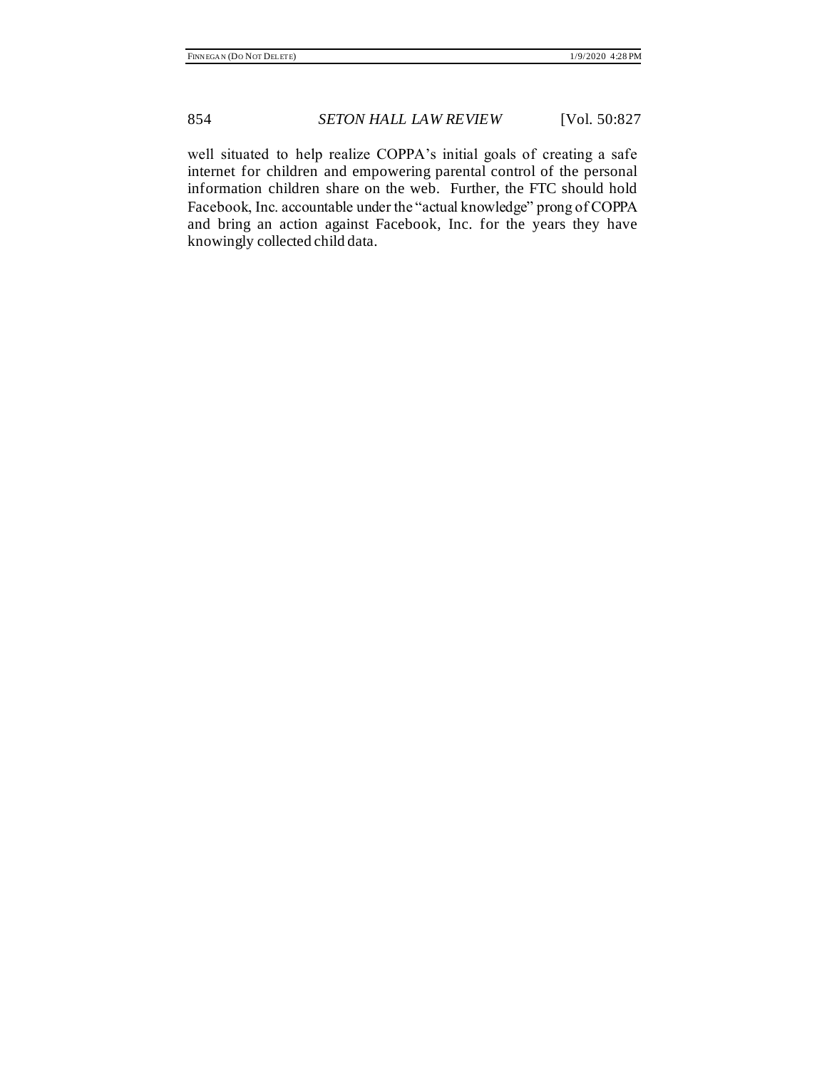well situated to help realize COPPA's initial goals of creating a safe internet for children and empowering parental control of the personal information children share on the web. Further, the FTC should hold Facebook, Inc. accountable under the "actual knowledge" prong of COPPA and bring an action against Facebook, Inc. for the years they have knowingly collected child data.